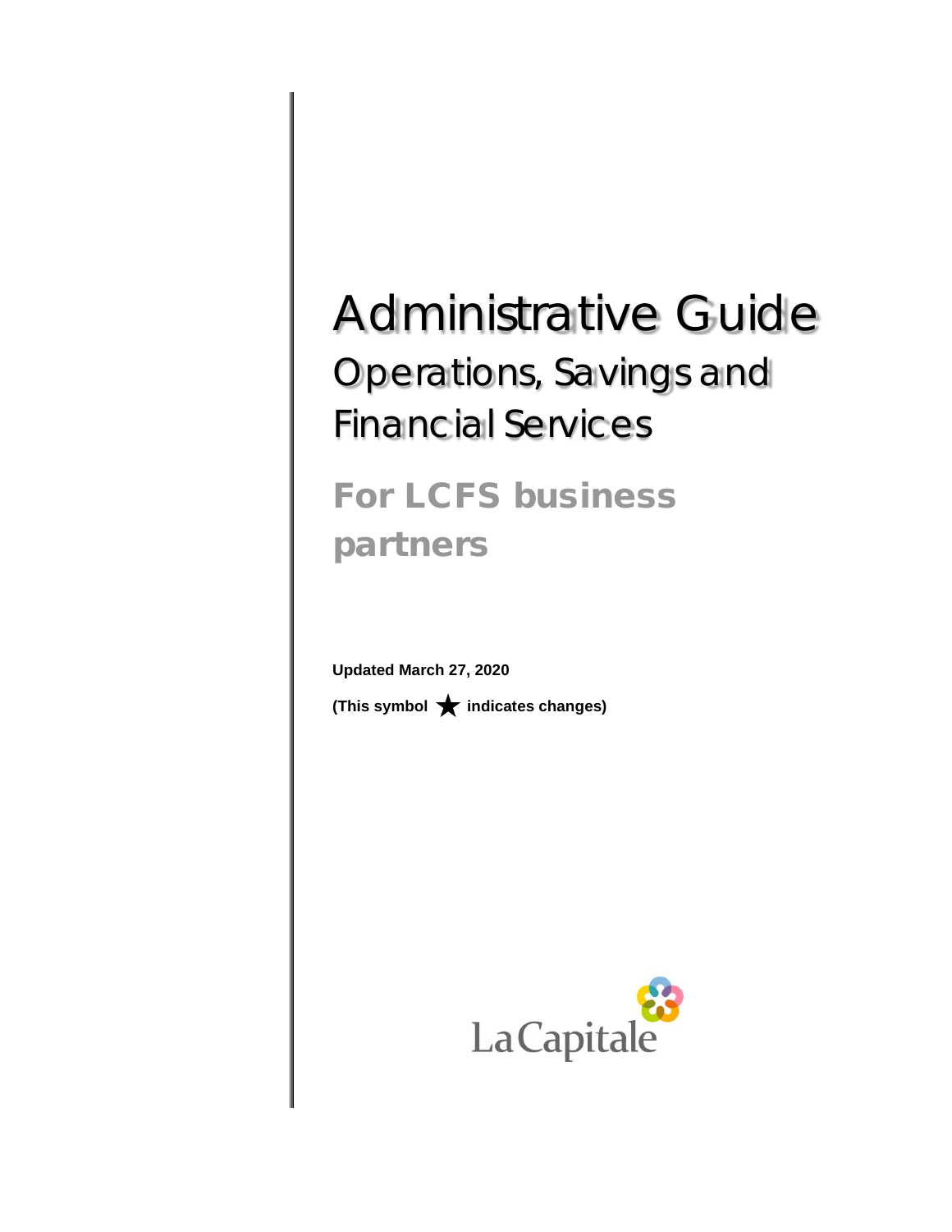# Administrative Guide

## Operations, Savings and Financial Services

## For LCFS business partners

**Updated March 27, 2020**

**(This symbol ★ indicates changes)**

La Capitale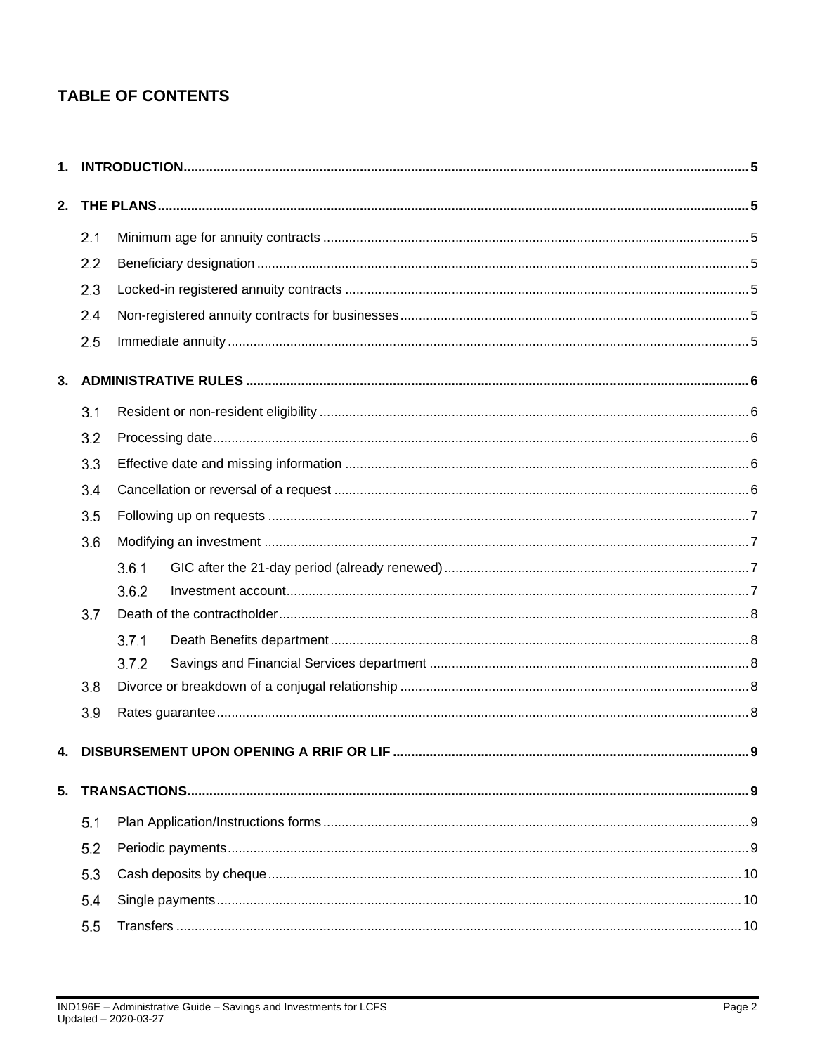## TABLE OF CONTENTS

1. INTRODUCTION .......... 5
2. THE PLANS .......... 5
   - 2.1 Minimum age for annuity contracts .......... 5
   - 2.2 Beneficiary designation .......... 5
   - 2.3 Locked-in registered annuity contracts .......... 5
   - 2.4 Non-registered annuity contracts for businesses .......... 5
   - 2.5 Immediate annuity .......... 5
3. ADMINISTRATIVE RULES .......... 6
   - 3.1 Resident or non-resident eligibility .......... 6
   - 3.2 Processing date .......... 6
   - 3.3 Effective date and missing information .......... 6
   - 3.4 Cancellation or reversal of a request .......... 6
   - 3.5 Following up on requests .......... 7
   - 3.6 Modifying an investment .......... 7
     - 3.6.1 GIC after the 21-day period (already renewed) .......... 7
     - 3.6.2 Investment account .......... 7
   - 3.7 Death of the contractholder .......... 8
     - 3.7.1 Death Benefits department .......... 8
     - 3.7.2 Savings and Financial Services department .......... 8
   - 3.8 Divorce or breakdown of a conjugal relationship .......... 8
   - 3.9 Rates guarantee .......... 8
4. DISBURSEMENT UPON OPENING A RRIF OR LIF .......... 9
5. TRANSACTIONS .......... 9
   - 5.1 Plan Application/Instructions forms .......... 9
   - 5.2 Periodic payments .......... 9
   - 5.3 Cash deposits by cheque .......... 10
   - 5.4 Single payments .......... 10
   - 5.5 Transfers .......... 10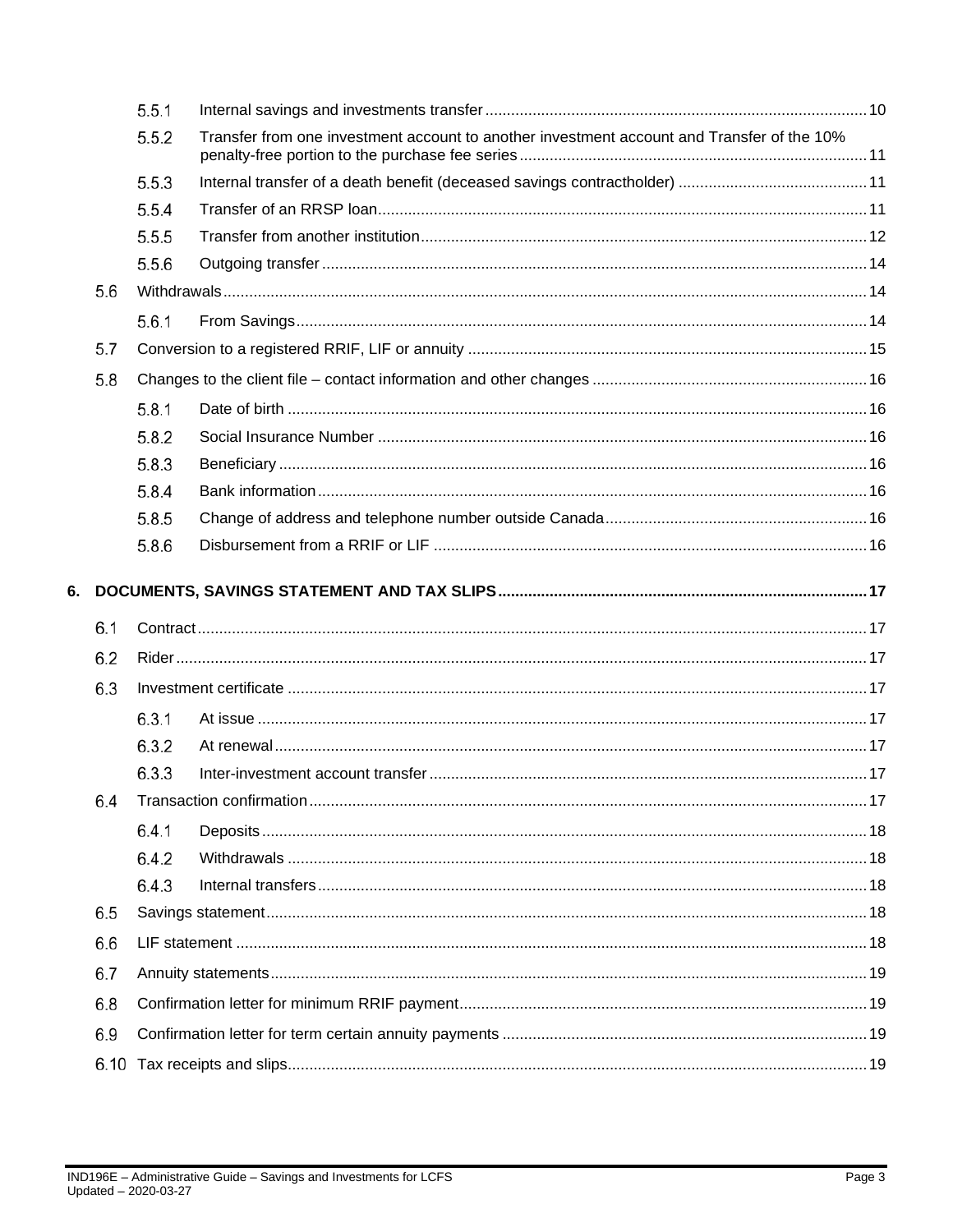5.5.1 Internal savings and investments transfer ........ 10

5.5.2 Transfer from one investment account to another investment account and Transfer of the 10% penalty-free portion to the purchase fee series ........ 11

5.5.3 Internal transfer of a death benefit (deceased savings contractholder) ........ 11

5.5.4 Transfer of an RRSP loan ........ 11

5.5.5 Transfer from another institution ........ 12

5.5.6 Outgoing transfer ........ 14

5.6 Withdrawals ........ 14

5.6.1 From Savings ........ 14

5.7 Conversion to a registered RRIF, LIF or annuity ........ 15

5.8 Changes to the client file – contact information and other changes ........ 16

5.8.1 Date of birth ........ 16

5.8.2 Social Insurance Number ........ 16

5.8.3 Beneficiary ........ 16

5.8.4 Bank information ........ 16

5.8.5 Change of address and telephone number outside Canada ........ 16

5.8.6 Disbursement from a RRIF or LIF ........ 16

**6. DOCUMENTS, SAVINGS STATEMENT AND TAX SLIPS ........ 17**

6.1 Contract ........ 17

6.2 Rider ........ 17

6.3 Investment certificate ........ 17

6.3.1 At issue ........ 17

6.3.2 At renewal ........ 17

6.3.3 Inter-investment account transfer ........ 17

6.4 Transaction confirmation ........ 17

6.4.1 Deposits ........ 18

6.4.2 Withdrawals ........ 18

6.4.3 Internal transfers ........ 18

6.5 Savings statement ........ 18

6.6 LIF statement ........ 18

6.7 Annuity statements ........ 19

6.8 Confirmation letter for minimum RRIF payment ........ 19

6.9 Confirmation letter for term certain annuity payments ........ 19

6.10 Tax receipts and slips ........ 19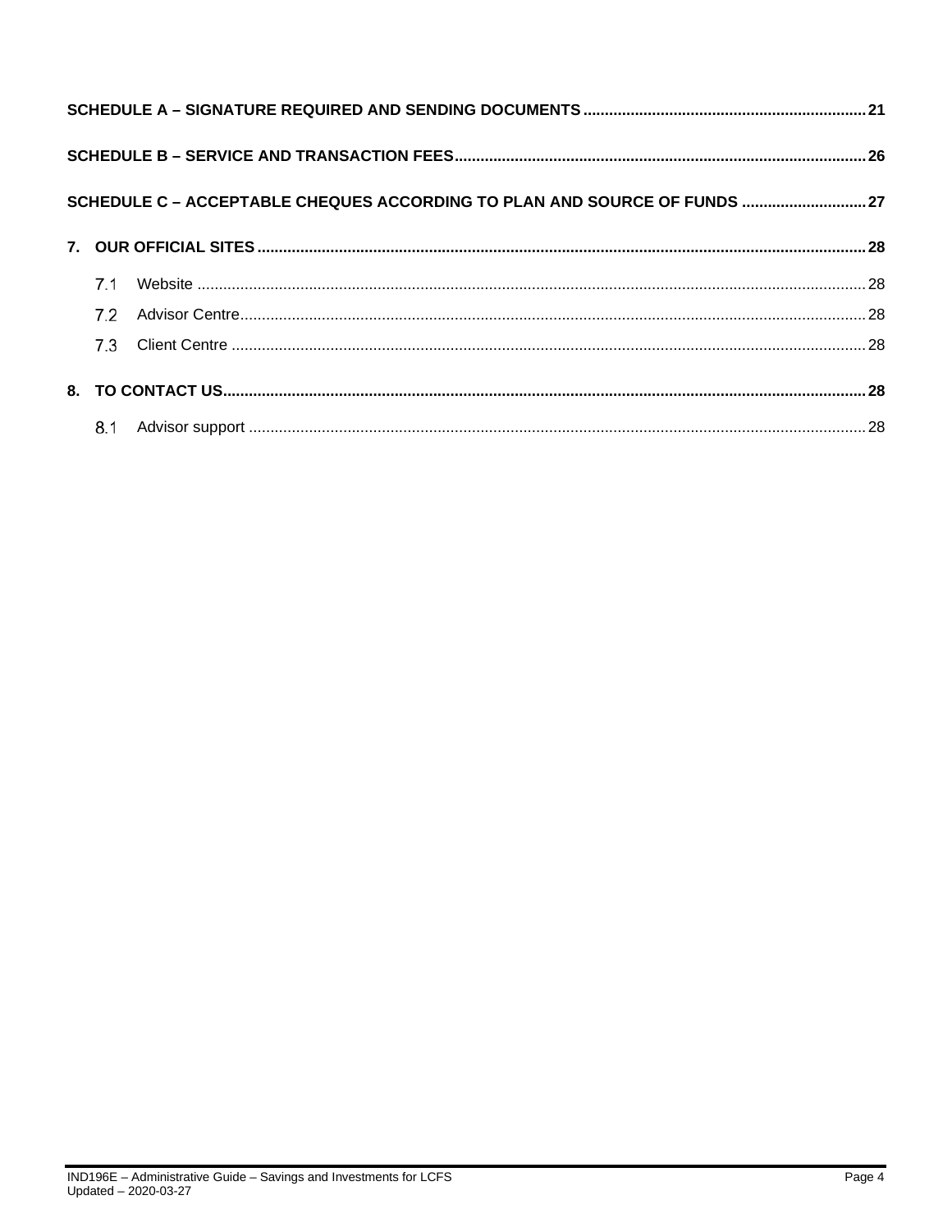SCHEDULE A – SIGNATURE REQUIRED AND SENDING DOCUMENTS .................................................................. 21

SCHEDULE B – SERVICE AND TRANSACTION FEES ................................................................................................ 26

SCHEDULE C – ACCEPTABLE CHEQUES ACCORDING TO PLAN AND SOURCE OF FUNDS ............................. 27

7. OUR OFFICIAL SITES ............................................................................................................................................. 28

- 7.1 Website .......................................................................................................................................................... 28
- 7.2 Advisor Centre ................................................................................................................................................ 28
- 7.3 Client Centre .................................................................................................................................................. 28

8. TO CONTACT US ..................................................................................................................................................... 28

- 8.1 Advisor support .............................................................................................................................................. 28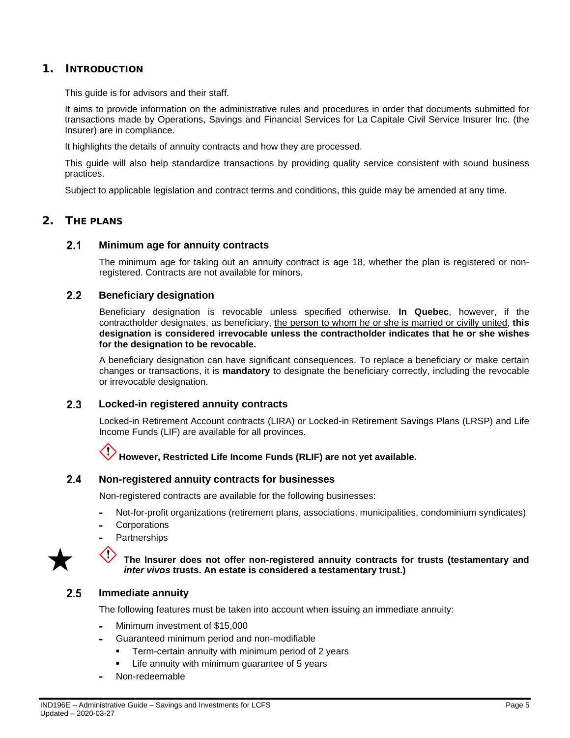# 1. INTRODUCTION

This guide is for advisors and their staff.

It aims to provide information on the administrative rules and procedures in order that documents submitted for transactions made by Operations, Savings and Financial Services for La Capitale Civil Service Insurer Inc. (the Insurer) are in compliance.

It highlights the details of annuity contracts and how they are processed.

This guide will also help standardize transactions by providing quality service consistent with sound business practices.

Subject to applicable legislation and contract terms and conditions, this guide may be amended at any time.

# 2. THE PLANS

## 2.1 Minimum age for annuity contracts

The minimum age for taking out an annuity contract is age 18, whether the plan is registered or non-registered. Contracts are not available for minors.

## 2.2 Beneficiary designation

Beneficiary designation is revocable unless specified otherwise. **In Quebec**, however, if the contractholder designates, as beneficiary, <u>the person to whom he or she is married or civilly united</u>, **this designation is considered irrevocable unless the contractholder indicates that he or she wishes for the designation to be revocable.**

A beneficiary designation can have significant consequences. To replace a beneficiary or make certain changes or transactions, it is **mandatory** to designate the beneficiary correctly, including the revocable or irrevocable designation.

## 2.3 Locked-in registered annuity contracts

Locked-in Retirement Account contracts (LIRA) or Locked-in Retirement Savings Plans (LRSP) and Life Income Funds (LIF) are available for all provinces.

**However, Restricted Life Income Funds (RLIF) are not yet available.**

## 2.4 Non-registered annuity contracts for businesses

Non-registered contracts are available for the following businesses:

- Not-for-profit organizations (retirement plans, associations, municipalities, condominium syndicates)
- Corporations
- Partnerships

★ **The Insurer does not offer non-registered annuity contracts for trusts (testamentary and *inter vivos* trusts. An estate is considered a testamentary trust.)**

## 2.5 Immediate annuity

The following features must be taken into account when issuing an immediate annuity:

- Minimum investment of $15,000
- Guaranteed minimum period and non-modifiable
  - Term-certain annuity with minimum period of 2 years
  - Life annuity with minimum guarantee of 5 years
- Non-redeemable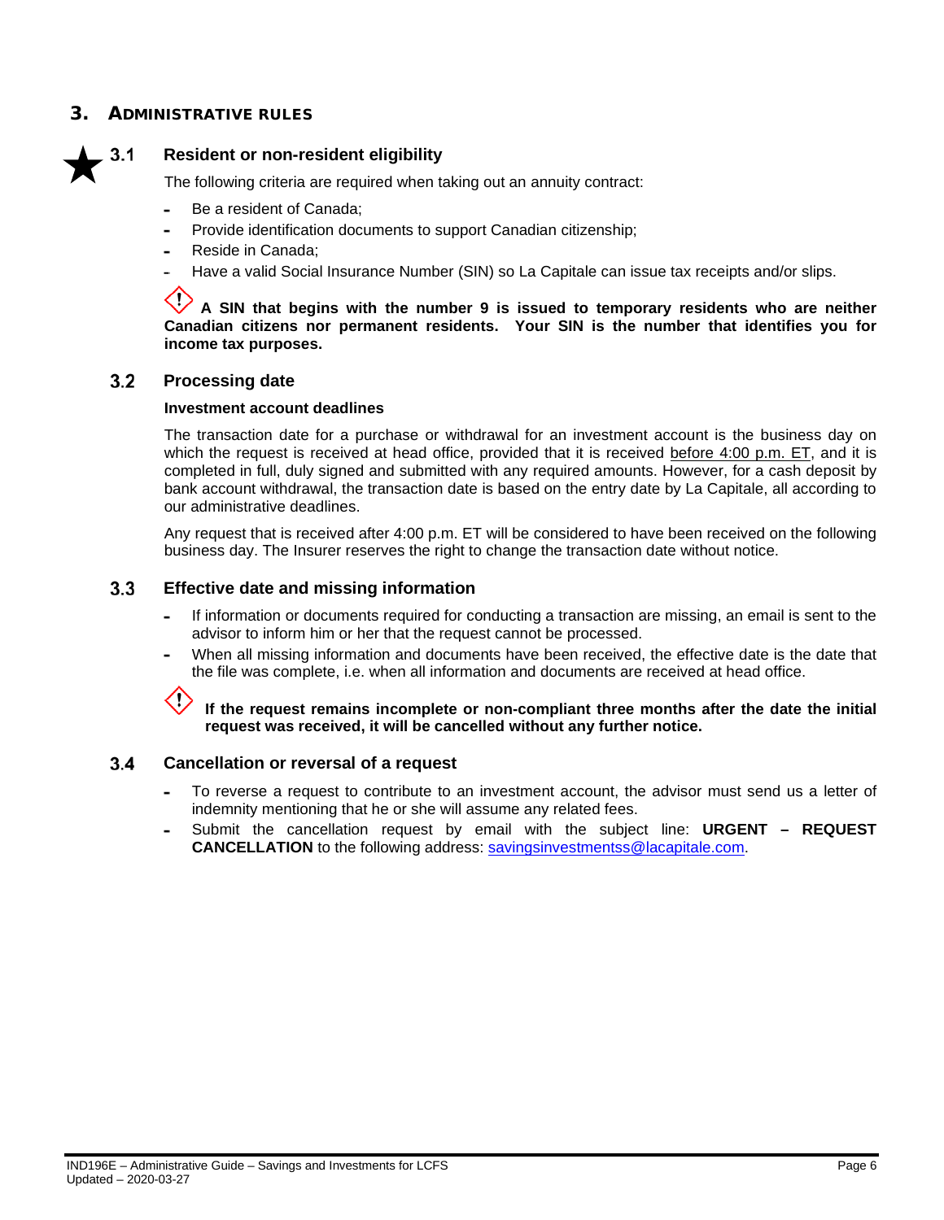## 3. Administrative rules

### ★ 3.1 Resident or non-resident eligibility

The following criteria are required when taking out an annuity contract:

- Be a resident of Canada;
- Provide identification documents to support Canadian citizenship;
- Reside in Canada;
- Have a valid Social Insurance Number (SIN) so La Capitale can issue tax receipts and/or slips.

**A SIN that begins with the number 9 is issued to temporary residents who are neither Canadian citizens nor permanent residents. Your SIN is the number that identifies you for income tax purposes.**

### 3.2 Processing date

**Investment account deadlines**

The transaction date for a purchase or withdrawal for an investment account is the business day on which the request is received at head office, provided that it is received before 4:00 p.m. ET, and it is completed in full, duly signed and submitted with any required amounts. However, for a cash deposit by bank account withdrawal, the transaction date is based on the entry date by La Capitale, all according to our administrative deadlines.

Any request that is received after 4:00 p.m. ET will be considered to have been received on the following business day. The Insurer reserves the right to change the transaction date without notice.

### 3.3 Effective date and missing information

- If information or documents required for conducting a transaction are missing, an email is sent to the advisor to inform him or her that the request cannot be processed.
- When all missing information and documents have been received, the effective date is the date that the file was complete, i.e. when all information and documents are received at head office.

**If the request remains incomplete or non-compliant three months after the date the initial request was received, it will be cancelled without any further notice.**

### 3.4 Cancellation or reversal of a request

- To reverse a request to contribute to an investment account, the advisor must send us a letter of indemnity mentioning that he or she will assume any related fees.
- Submit the cancellation request by email with the subject line: **URGENT – REQUEST CANCELLATION** to the following address: savingsinvestmentss@lacapitale.com.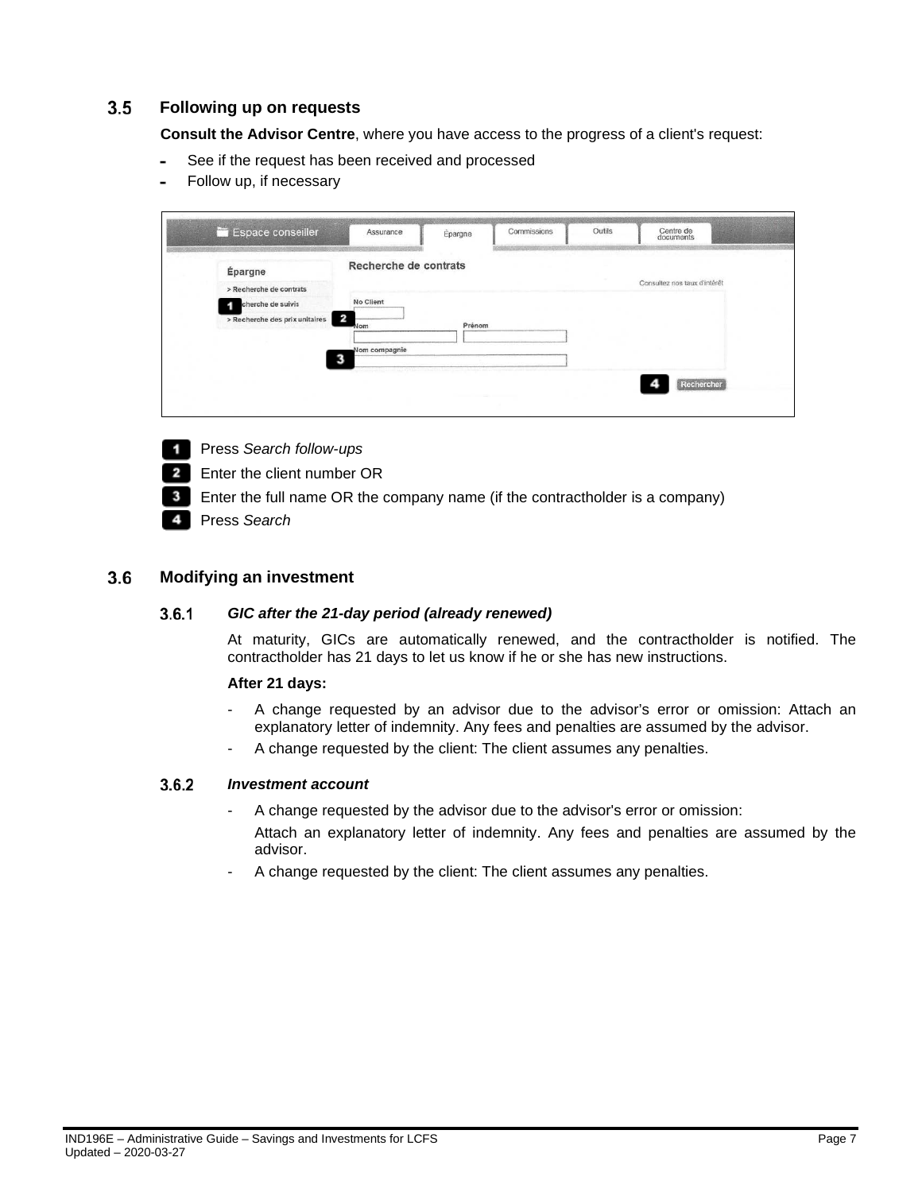## 3.5 Following up on requests

**Consult the Advisor Centre**, where you have access to the progress of a client's request:

- See if the request has been received and processed
- Follow up, if necessary

**1** Press *Search follow-ups*

**2** Enter the client number OR

**3** Enter the full name OR the company name (if the contractholder is a company)

**4** Press *Search*

## 3.6 Modifying an investment

### 3.6.1 *GIC after the 21-day period (already renewed)*

At maturity, GICs are automatically renewed, and the contractholder is notified. The contractholder has 21 days to let us know if he or she has new instructions.

**After 21 days:**

- A change requested by an advisor due to the advisor's error or omission: Attach an explanatory letter of indemnity. Any fees and penalties are assumed by the advisor.
- A change requested by the client: The client assumes any penalties.

### 3.6.2 *Investment account*

- A change requested by the advisor due to the advisor's error or omission:

  Attach an explanatory letter of indemnity. Any fees and penalties are assumed by the advisor.
- A change requested by the client: The client assumes any penalties.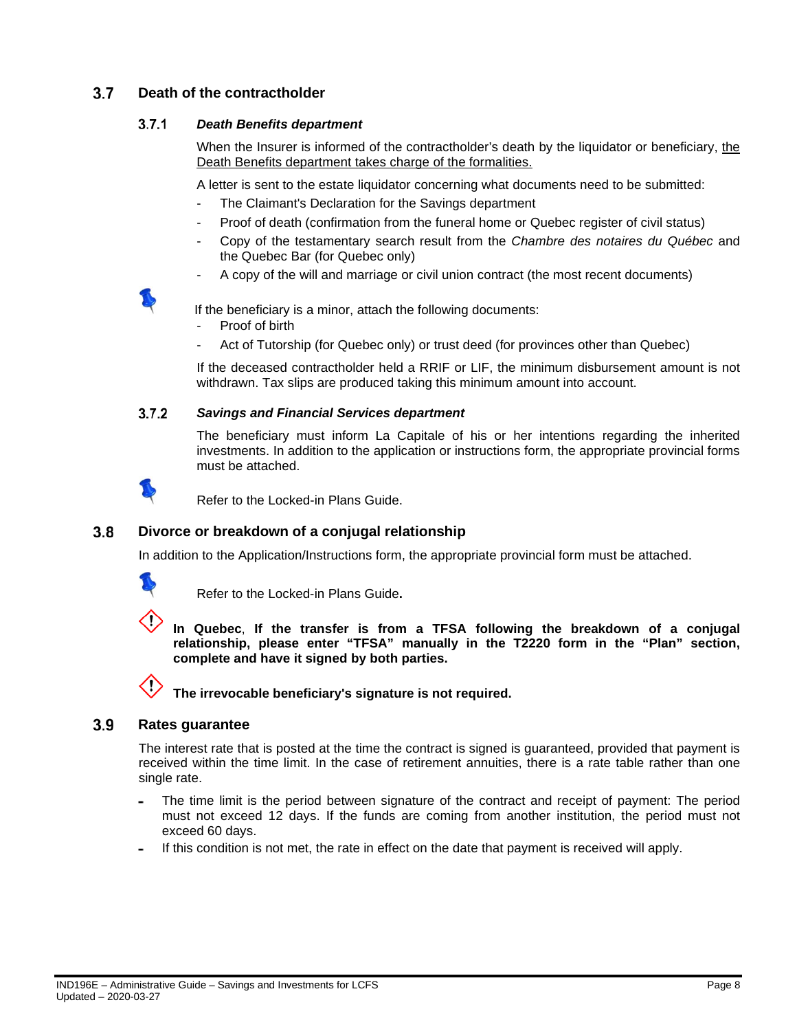## 3.7 Death of the contractholder

### 3.7.1 *Death Benefits department*

When the Insurer is informed of the contractholder's death by the liquidator or beneficiary, <u>the Death Benefits department takes charge of the formalities.</u>

A letter is sent to the estate liquidator concerning what documents need to be submitted:

- The Claimant's Declaration for the Savings department
- Proof of death (confirmation from the funeral home or Quebec register of civil status)
- Copy of the testamentary search result from the *Chambre des notaires du Québec* and the Quebec Bar (for Quebec only)
- A copy of the will and marriage or civil union contract (the most recent documents)

If the beneficiary is a minor, attach the following documents:

- Proof of birth
- Act of Tutorship (for Quebec only) or trust deed (for provinces other than Quebec)

If the deceased contractholder held a RRIF or LIF, the minimum disbursement amount is not withdrawn. Tax slips are produced taking this minimum amount into account.

### 3.7.2 *Savings and Financial Services department*

The beneficiary must inform La Capitale of his or her intentions regarding the inherited investments. In addition to the application or instructions form, the appropriate provincial forms must be attached.

Refer to the Locked-in Plans Guide.

## 3.8 Divorce or breakdown of a conjugal relationship

In addition to the Application/Instructions form, the appropriate provincial form must be attached.

Refer to the Locked-in Plans Guide**.**

**In Quebec**, **If the transfer is from a TFSA following the breakdown of a conjugal relationship, please enter "TFSA" manually in the T2220 form in the "Plan" section, complete and have it signed by both parties.**

**The irrevocable beneficiary's signature is not required.**

## 3.9 Rates guarantee

The interest rate that is posted at the time the contract is signed is guaranteed, provided that payment is received within the time limit. In the case of retirement annuities, there is a rate table rather than one single rate.

- The time limit is the period between signature of the contract and receipt of payment: The period must not exceed 12 days. If the funds are coming from another institution, the period must not exceed 60 days.
- If this condition is not met, the rate in effect on the date that payment is received will apply.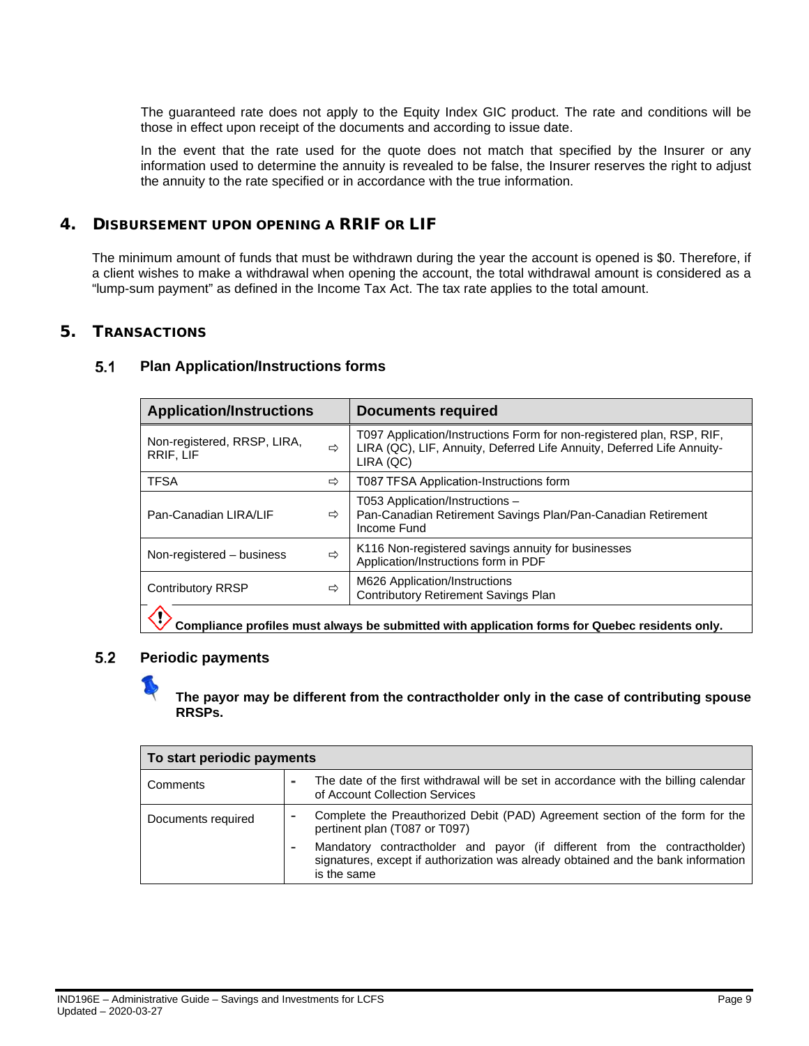The guaranteed rate does not apply to the Equity Index GIC product. The rate and conditions will be those in effect upon receipt of the documents and according to issue date.

In the event that the rate used for the quote does not match that specified by the Insurer or any information used to determine the annuity is revealed to be false, the Insurer reserves the right to adjust the annuity to the rate specified or in accordance with the true information.

# 4. Disbursement upon opening a RRIF or LIF

The minimum amount of funds that must be withdrawn during the year the account is opened is $0. Therefore, if a client wishes to make a withdrawal when opening the account, the total withdrawal amount is considered as a "lump-sum payment" as defined in the Income Tax Act. The tax rate applies to the total amount.

# 5. Transactions

## 5.1 Plan Application/Instructions forms

| Application/Instructions | | Documents required |
|---|---|---|
| Non-registered, RRSP, LIRA, RRIF, LIF | ⇨ | T097 Application/Instructions Form for non-registered plan, RSP, RIF, LIRA (QC), LIF, Annuity, Deferred Life Annuity, Deferred Life Annuity-LIRA (QC) |
| TFSA | ⇨ | T087 TFSA Application-Instructions form |
| Pan-Canadian LIRA/LIF | ⇨ | T053 Application/Instructions – Pan-Canadian Retirement Savings Plan/Pan-Canadian Retirement Income Fund |
| Non-registered – business | ⇨ | K116 Non-registered savings annuity for businesses Application/Instructions form in PDF |
| Contributory RRSP | ⇨ | M626 Application/Instructions Contributory Retirement Savings Plan |

**Compliance profiles must always be submitted with application forms for Quebec residents only.**

## 5.2 Periodic payments

**The payor may be different from the contractholder only in the case of contributing spouse RRSPs.**

| To start periodic payments | |
|---|---|
| Comments | - The date of the first withdrawal will be set in accordance with the billing calendar of Account Collection Services |
| Documents required | - Complete the Preauthorized Debit (PAD) Agreement section of the form for the pertinent plan (T087 or T097)<br>- Mandatory contractholder and payor (if different from the contractholder) signatures, except if authorization was already obtained and the bank information is the same |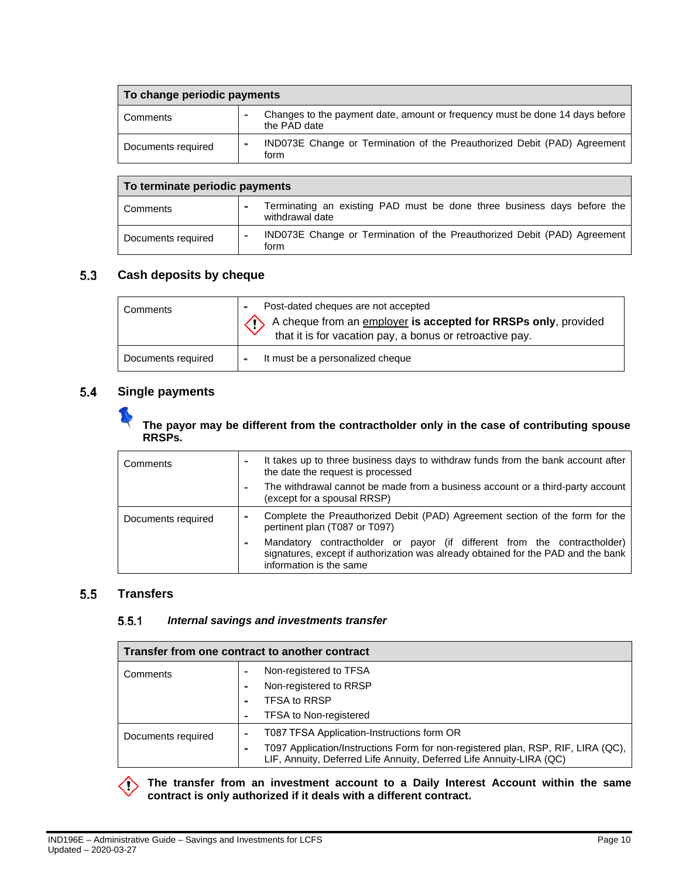| To change periodic payments | |
|---|---|
| Comments | - Changes to the payment date, amount or frequency must be done 14 days before the PAD date |
| Documents required | - IND073E Change or Termination of the Preauthorized Debit (PAD) Agreement form |

| To terminate periodic payments | |
|---|---|
| Comments | - Terminating an existing PAD must be done three business days before the withdrawal date |
| Documents required | - IND073E Change or Termination of the Preauthorized Debit (PAD) Agreement form |

## 5.3 Cash deposits by cheque

| | |
|---|---|
| Comments | - Post-dated cheques are not accepted<br>A cheque from an employer **is accepted for RRSPs only**, provided that it is for vacation pay, a bonus or retroactive pay. |
| Documents required | - It must be a personalized cheque |

## 5.4 Single payments

**The payor may be different from the contractholder only in the case of contributing spouse RRSPs.**

| | |
|---|---|
| Comments | - It takes up to three business days to withdraw funds from the bank account after the date the request is processed<br>- The withdrawal cannot be made from a business account or a third-party account (except for a spousal RRSP) |
| Documents required | - Complete the Preauthorized Debit (PAD) Agreement section of the form for the pertinent plan (T087 or T097)<br>- Mandatory contractholder or payor (if different from the contractholder) signatures, except if authorization was already obtained for the PAD and the bank information is the same |

## 5.5 Transfers

### 5.5.1 *Internal savings and investments transfer*

| Transfer from one contract to another contract | |
|---|---|
| Comments | - Non-registered to TFSA<br>- Non-registered to RRSP<br>- TFSA to RRSP<br>- TFSA to Non-registered |
| Documents required | - T087 TFSA Application-Instructions form OR<br>- T097 Application/Instructions Form for non-registered plan, RSP, RIF, LIRA (QC), LIF, Annuity, Deferred Life Annuity, Deferred Life Annuity-LIRA (QC) |

**The transfer from an investment account to a Daily Interest Account within the same contract is only authorized if it deals with a different contract.**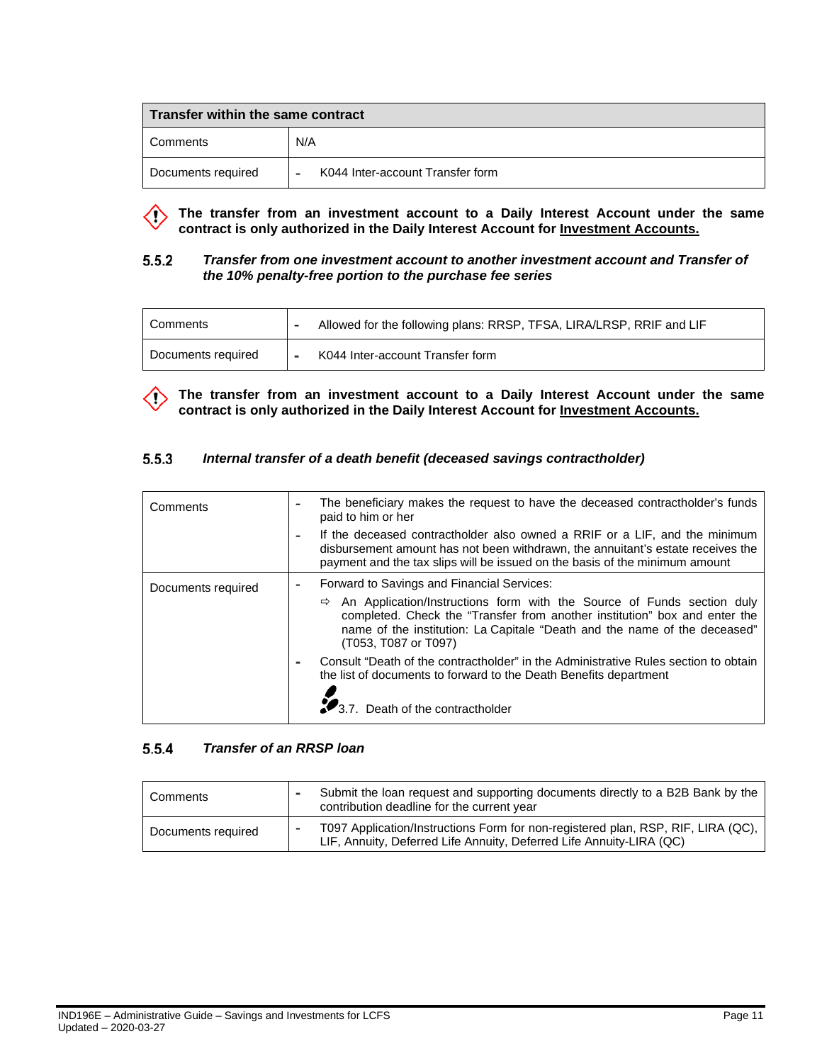| Transfer within the same contract | |
|---|---|
| Comments | N/A |
| Documents required | - K044 Inter-account Transfer form |

**The transfer from an investment account to a Daily Interest Account under the same contract is only authorized in the Daily Interest Account for Investment Accounts.**

### 5.5.2 *Transfer from one investment account to another investment account and Transfer of the 10% penalty-free portion to the purchase fee series*

| Comments | - Allowed for the following plans: RRSP, TFSA, LIRA/LRSP, RRIF and LIF |
|---|---|
| Documents required | - K044 Inter-account Transfer form |

**The transfer from an investment account to a Daily Interest Account under the same contract is only authorized in the Daily Interest Account for Investment Accounts.**

### 5.5.3 *Internal transfer of a death benefit (deceased savings contractholder)*

| Comments | - The beneficiary makes the request to have the deceased contractholder's funds paid to him or her<br>- If the deceased contractholder also owned a RRIF or a LIF, and the minimum disbursement amount has not been withdrawn, the annuitant's estate receives the payment and the tax slips will be issued on the basis of the minimum amount |
|---|---|
| Documents required | - Forward to Savings and Financial Services:<br>⇨ An Application/Instructions form with the Source of Funds section duly completed. Check the "Transfer from another institution" box and enter the name of the institution: La Capitale "Death and the name of the deceased" (T053, T087 or T097)<br>- Consult "Death of the contractholder" in the Administrative Rules section to obtain the list of documents to forward to the Death Benefits department<br>3.7. Death of the contractholder |

### 5.5.4 *Transfer of an RRSP loan*

| Comments | - Submit the loan request and supporting documents directly to a B2B Bank by the contribution deadline for the current year |
|---|---|
| Documents required | - T097 Application/Instructions Form for non-registered plan, RSP, RIF, LIRA (QC), LIF, Annuity, Deferred Life Annuity, Deferred Life Annuity-LIRA (QC) |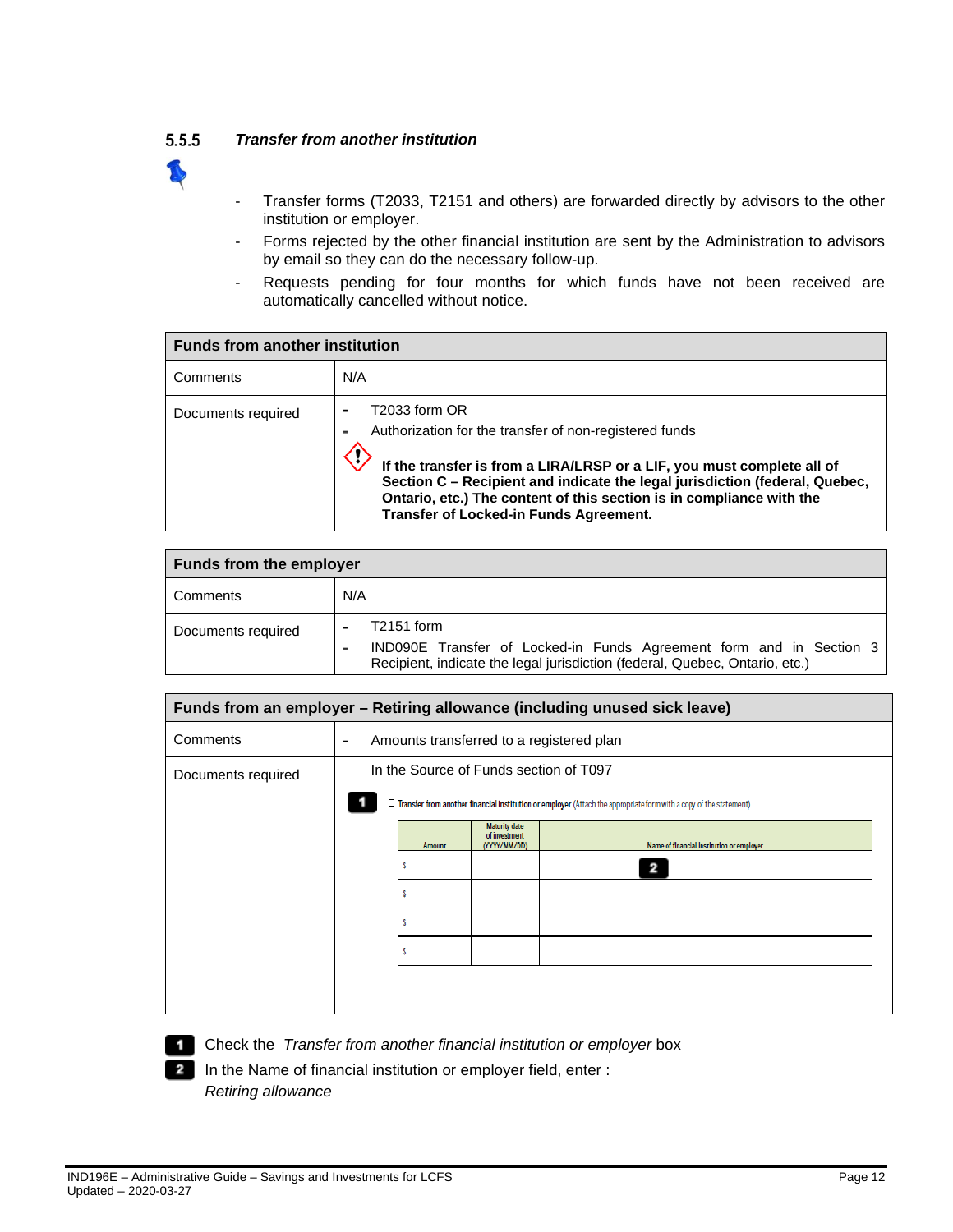### 5.5.5 *Transfer from another institution*

- Transfer forms (T2033, T2151 and others) are forwarded directly by advisors to the other institution or employer.
- Forms rejected by the other financial institution are sent by the Administration to advisors by email so they can do the necessary follow-up.
- Requests pending for four months for which funds have not been received are automatically cancelled without notice.

| **Funds from another institution** | |
|---|---|
| Comments | N/A |
| Documents required | - T2033 form OR<br>- Authorization for the transfer of non-registered funds<br><br>**If the transfer is from a LIRA/LRSP or a LIF, you must complete all of Section C – Recipient and indicate the legal jurisdiction (federal, Quebec, Ontario, etc.) The content of this section is in compliance with the Transfer of Locked-in Funds Agreement.** |

| **Funds from the employer** | |
|---|---|
| Comments | N/A |
| Documents required | - T2151 form<br>- IND090E Transfer of Locked-in Funds Agreement form and in Section 3 Recipient, indicate the legal jurisdiction (federal, Quebec, Ontario, etc.) |

| **Funds from an employer – Retiring allowance (including unused sick leave)** | |
|---|---|
| Comments | - Amounts transferred to a registered plan |
| Documents required | In the Source of Funds section of T097<br><br>**1** ☐ Transfer from another financial institution or employer (Attach the appropriate form with a copy of the statement)<br><br>Amount \| Maturity date of investment (YYYY/MM/DD) \| Name of financial institution or employer **2** |

**1** Check the *Transfer from another financial institution or employer* box

**2** In the Name of financial institution or employer field, enter :
*Retiring allowance*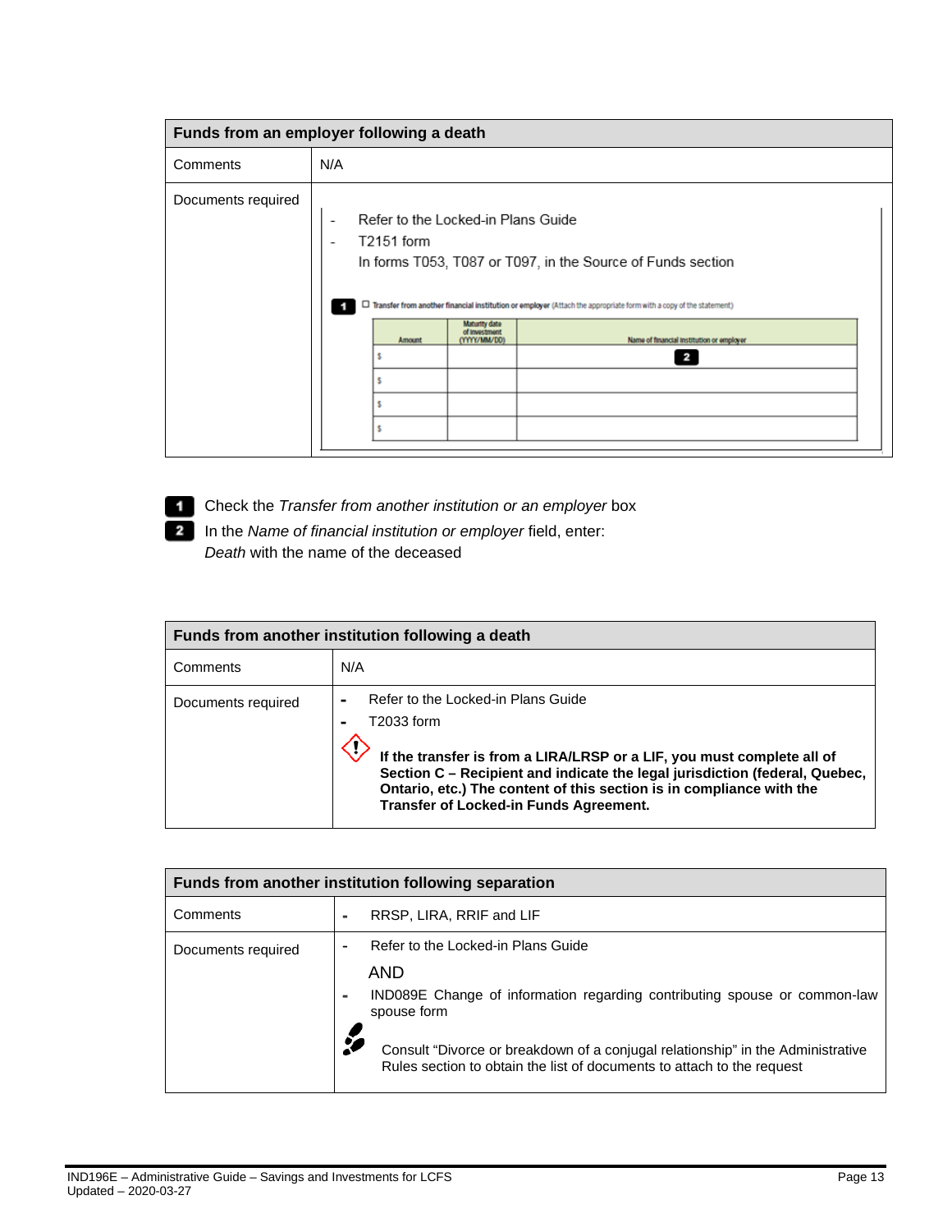| Funds from an employer following a death | |
|---|---|
| Comments | N/A |
| Documents required | - Refer to the Locked-in Plans Guide<br>- T2151 form<br>In forms T053, T087 or T097, in the Source of Funds section<br><br>**1** ☐ Transfer from another financial institution or employer (Attach the appropriate form with a copy of the statement)<br><br>Amount \| Maturity date of investment (YYYY/MM/DD) \| Name of financial institution or employer **2**<br>$<br>$<br>$<br>$ |

**1** Check the *Transfer from another institution or an employer* box

**2** In the *Name of financial institution or employer* field, enter: *Death* with the name of the deceased

| Funds from another institution following a death | |
|---|---|
| Comments | N/A |
| Documents required | - Refer to the Locked-in Plans Guide<br>- T2033 form<br><br>**If the transfer is from a LIRA/LRSP or a LIF, you must complete all of Section C – Recipient and indicate the legal jurisdiction (federal, Quebec, Ontario, etc.) The content of this section is in compliance with the Transfer of Locked-in Funds Agreement.** |

| Funds from another institution following separation | |
|---|---|
| Comments | - RRSP, LIRA, RRIF and LIF |
| Documents required | - Refer to the Locked-in Plans Guide<br>AND<br>- IND089E Change of information regarding contributing spouse or common-law spouse form<br><br>Consult "Divorce or breakdown of a conjugal relationship" in the Administrative Rules section to obtain the list of documents to attach to the request |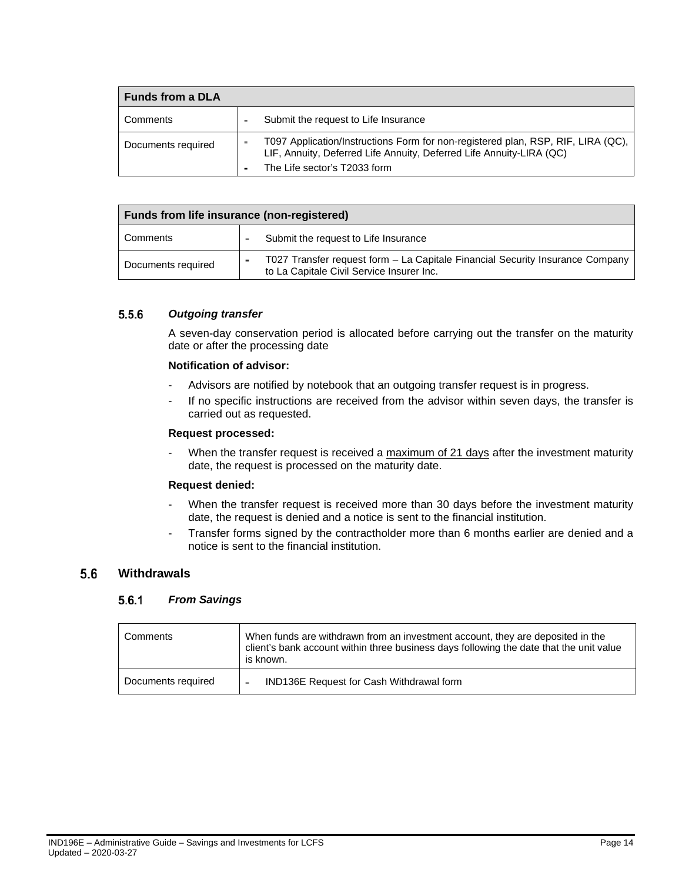| Funds from a DLA | |
|---|---|
| Comments | - Submit the request to Life Insurance |
| Documents required | - T097 Application/Instructions Form for non-registered plan, RSP, RIF, LIRA (QC), LIF, Annuity, Deferred Life Annuity, Deferred Life Annuity-LIRA (QC)<br>- The Life sector's T2033 form |

| Funds from life insurance (non-registered) | |
|---|---|
| Comments | - Submit the request to Life Insurance |
| Documents required | - T027 Transfer request form – La Capitale Financial Security Insurance Company to La Capitale Civil Service Insurer Inc. |

#### 5.5.6 *Outgoing transfer*

A seven-day conservation period is allocated before carrying out the transfer on the maturity date or after the processing date

**Notification of advisor:**

- Advisors are notified by notebook that an outgoing transfer request is in progress.
- If no specific instructions are received from the advisor within seven days, the transfer is carried out as requested.

**Request processed:**

- When the transfer request is received a maximum of 21 days after the investment maturity date, the request is processed on the maturity date.

**Request denied:**

- When the transfer request is received more than 30 days before the investment maturity date, the request is denied and a notice is sent to the financial institution.
- Transfer forms signed by the contractholder more than 6 months earlier are denied and a notice is sent to the financial institution.

### 5.6 Withdrawals

#### 5.6.1 *From Savings*

| Comments | When funds are withdrawn from an investment account, they are deposited in the client's bank account within three business days following the date that the unit value is known. |
|---|---|
| Documents required | - IND136E Request for Cash Withdrawal form |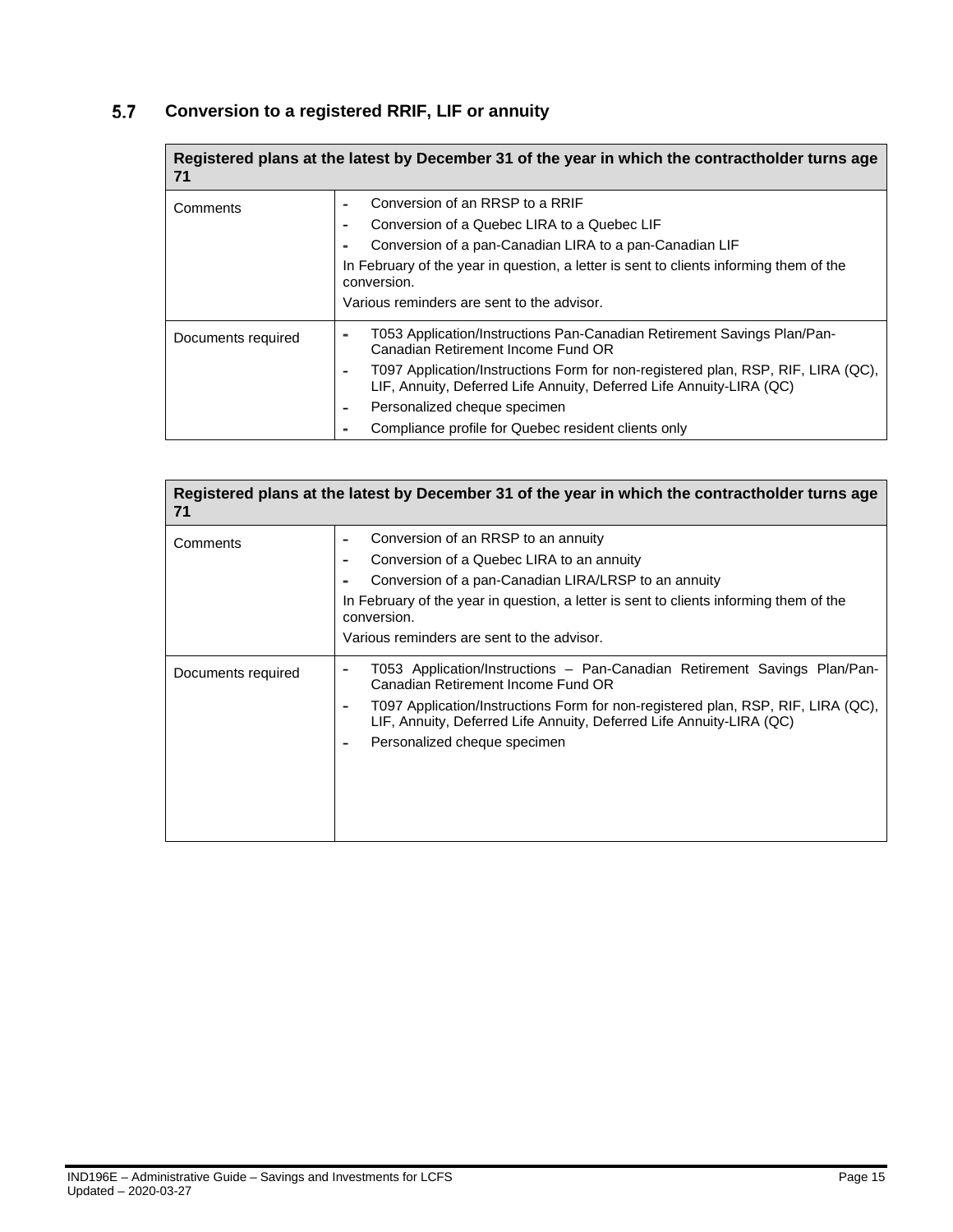## 5.7 Conversion to a registered RRIF, LIF or annuity

| Registered plans at the latest by December 31 of the year in which the contractholder turns age 71 | |
|---|---|
| Comments | - Conversion of an RRSP to a RRIF<br>- Conversion of a Quebec LIRA to a Quebec LIF<br>- Conversion of a pan-Canadian LIRA to a pan-Canadian LIF<br>In February of the year in question, a letter is sent to clients informing them of the conversion.<br>Various reminders are sent to the advisor. |
| Documents required | - T053 Application/Instructions Pan-Canadian Retirement Savings Plan/Pan-Canadian Retirement Income Fund OR<br>- T097 Application/Instructions Form for non-registered plan, RSP, RIF, LIRA (QC), LIF, Annuity, Deferred Life Annuity, Deferred Life Annuity-LIRA (QC)<br>- Personalized cheque specimen<br>- Compliance profile for Quebec resident clients only |

| Registered plans at the latest by December 31 of the year in which the contractholder turns age 71 | |
|---|---|
| Comments | - Conversion of an RRSP to an annuity<br>- Conversion of a Quebec LIRA to an annuity<br>- Conversion of a pan-Canadian LIRA/LRSP to an annuity<br>In February of the year in question, a letter is sent to clients informing them of the conversion.<br>Various reminders are sent to the advisor. |
| Documents required | - T053 Application/Instructions – Pan-Canadian Retirement Savings Plan/Pan-Canadian Retirement Income Fund OR<br>- T097 Application/Instructions Form for non-registered plan, RSP, RIF, LIRA (QC), LIF, Annuity, Deferred Life Annuity, Deferred Life Annuity-LIRA (QC)<br>- Personalized cheque specimen |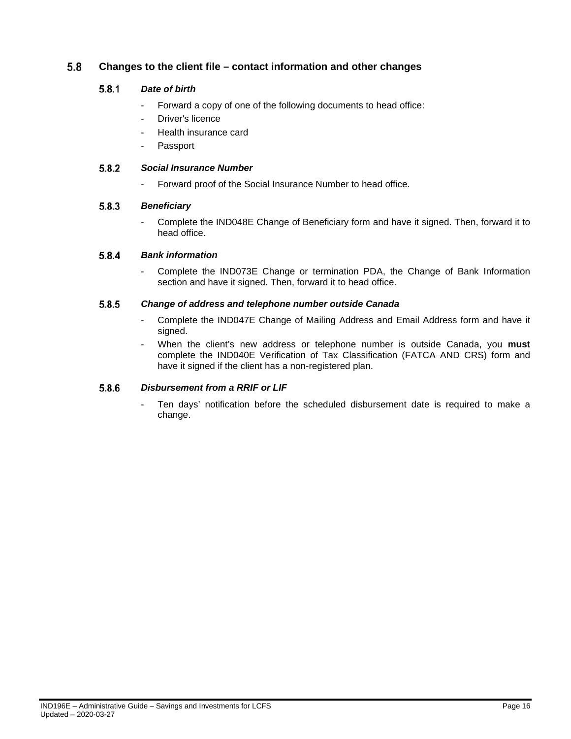## 5.8 Changes to the client file – contact information and other changes

### 5.8.1 *Date of birth*

- Forward a copy of one of the following documents to head office:
- Driver's licence
- Health insurance card
- Passport

### 5.8.2 *Social Insurance Number*

- Forward proof of the Social Insurance Number to head office.

### 5.8.3 *Beneficiary*

- Complete the IND048E Change of Beneficiary form and have it signed. Then, forward it to head office.

### 5.8.4 *Bank information*

- Complete the IND073E Change or termination PDA, the Change of Bank Information section and have it signed. Then, forward it to head office.

### 5.8.5 *Change of address and telephone number outside Canada*

- Complete the IND047E Change of Mailing Address and Email Address form and have it signed.
- When the client's new address or telephone number is outside Canada, you **must** complete the IND040E Verification of Tax Classification (FATCA AND CRS) form and have it signed if the client has a non-registered plan.

### 5.8.6 *Disbursement from a RRIF or LIF*

- Ten days' notification before the scheduled disbursement date is required to make a change.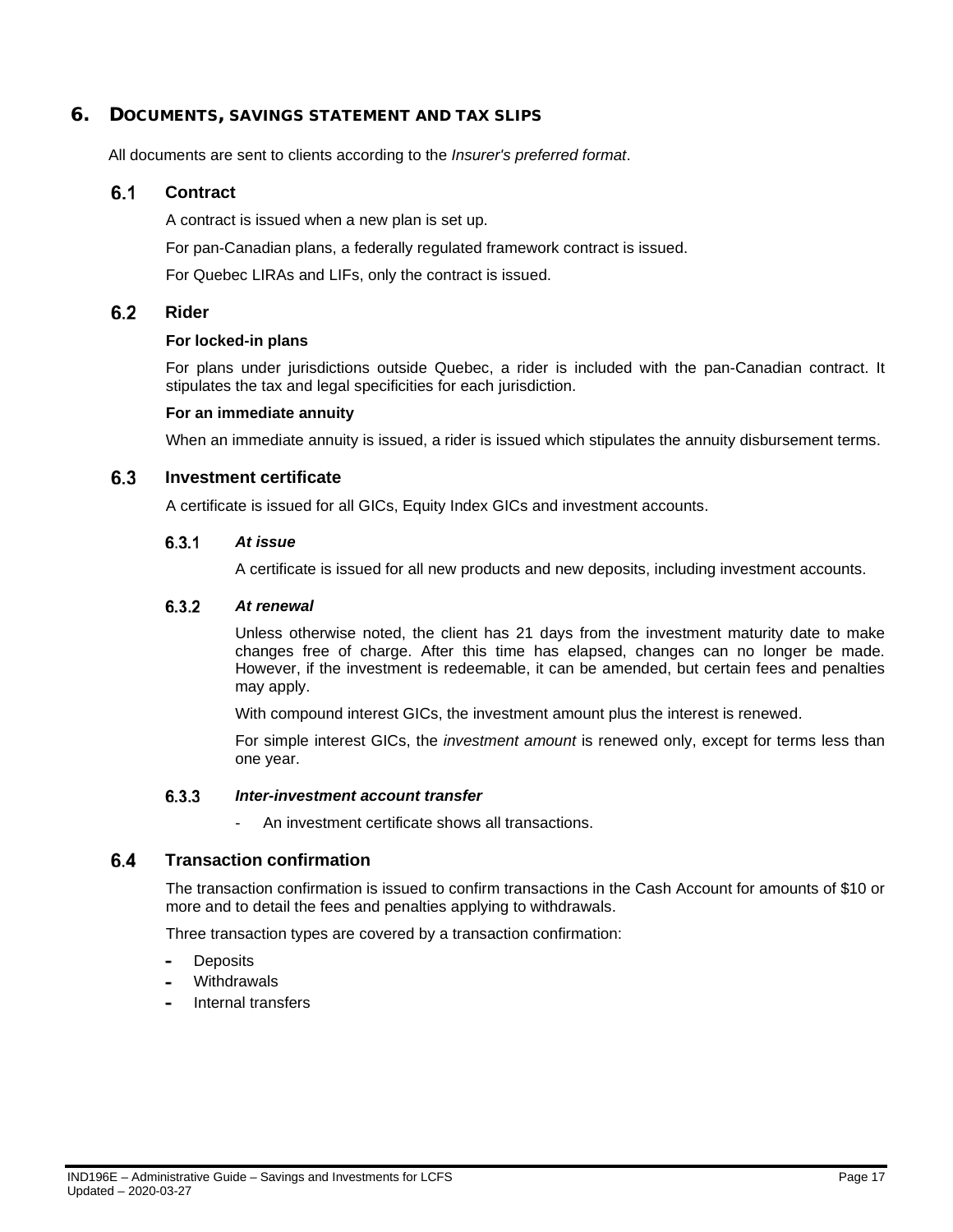# 6. DOCUMENTS, SAVINGS STATEMENT AND TAX SLIPS

All documents are sent to clients according to the *Insurer's preferred format*.

## 6.1 Contract

A contract is issued when a new plan is set up.

For pan-Canadian plans, a federally regulated framework contract is issued.

For Quebec LIRAs and LIFs, only the contract is issued.

## 6.2 Rider

**For locked-in plans**

For plans under jurisdictions outside Quebec, a rider is included with the pan-Canadian contract. It stipulates the tax and legal specificities for each jurisdiction.

**For an immediate annuity**

When an immediate annuity is issued, a rider is issued which stipulates the annuity disbursement terms.

## 6.3 Investment certificate

A certificate is issued for all GICs, Equity Index GICs and investment accounts.

### 6.3.1 *At issue*

A certificate is issued for all new products and new deposits, including investment accounts.

### 6.3.2 *At renewal*

Unless otherwise noted, the client has 21 days from the investment maturity date to make changes free of charge. After this time has elapsed, changes can no longer be made. However, if the investment is redeemable, it can be amended, but certain fees and penalties may apply.

With compound interest GICs, the investment amount plus the interest is renewed.

For simple interest GICs, the *investment amount* is renewed only, except for terms less than one year.

### 6.3.3 *Inter-investment account transfer*

- An investment certificate shows all transactions.

## 6.4 Transaction confirmation

The transaction confirmation is issued to confirm transactions in the Cash Account for amounts of $10 or more and to detail the fees and penalties applying to withdrawals.

Three transaction types are covered by a transaction confirmation:

- Deposits
- Withdrawals
- Internal transfers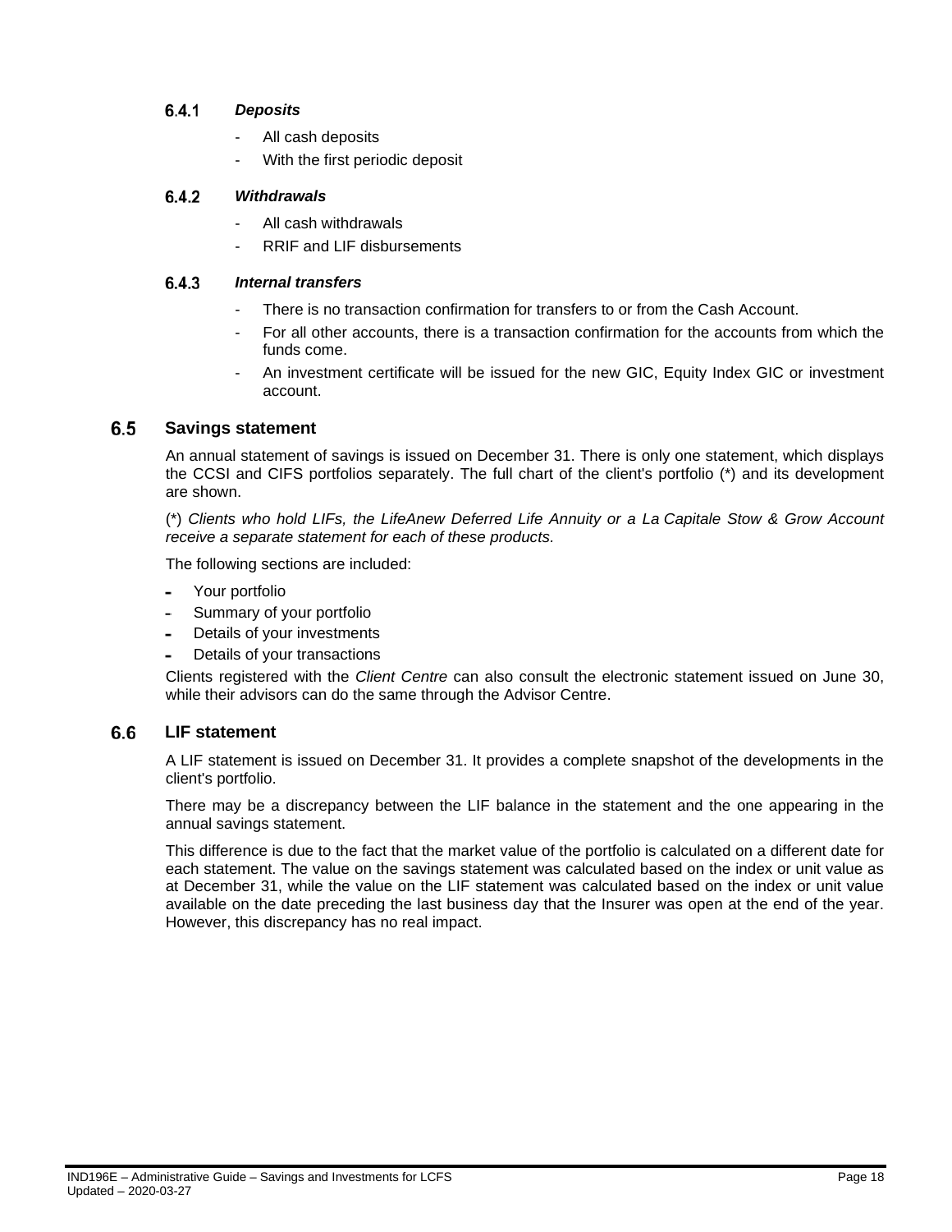#### 6.4.1 *Deposits*

- All cash deposits
- With the first periodic deposit

#### 6.4.2 *Withdrawals*

- All cash withdrawals
- RRIF and LIF disbursements

#### 6.4.3 *Internal transfers*

- There is no transaction confirmation for transfers to or from the Cash Account.
- For all other accounts, there is a transaction confirmation for the accounts from which the funds come.
- An investment certificate will be issued for the new GIC, Equity Index GIC or investment account.

### 6.5 Savings statement

An annual statement of savings is issued on December 31. There is only one statement, which displays the CCSI and CIFS portfolios separately. The full chart of the client's portfolio (*) and its development are shown.

(*) *Clients who hold LIFs, the LifeAnew Deferred Life Annuity or a La Capitale Stow & Grow Account receive a separate statement for each of these products.*

The following sections are included:

- Your portfolio
- Summary of your portfolio
- Details of your investments
- Details of your transactions

Clients registered with the *Client Centre* can also consult the electronic statement issued on June 30, while their advisors can do the same through the Advisor Centre.

### 6.6 LIF statement

A LIF statement is issued on December 31. It provides a complete snapshot of the developments in the client's portfolio.

There may be a discrepancy between the LIF balance in the statement and the one appearing in the annual savings statement.

This difference is due to the fact that the market value of the portfolio is calculated on a different date for each statement. The value on the savings statement was calculated based on the index or unit value as at December 31, while the value on the LIF statement was calculated based on the index or unit value available on the date preceding the last business day that the Insurer was open at the end of the year. However, this discrepancy has no real impact.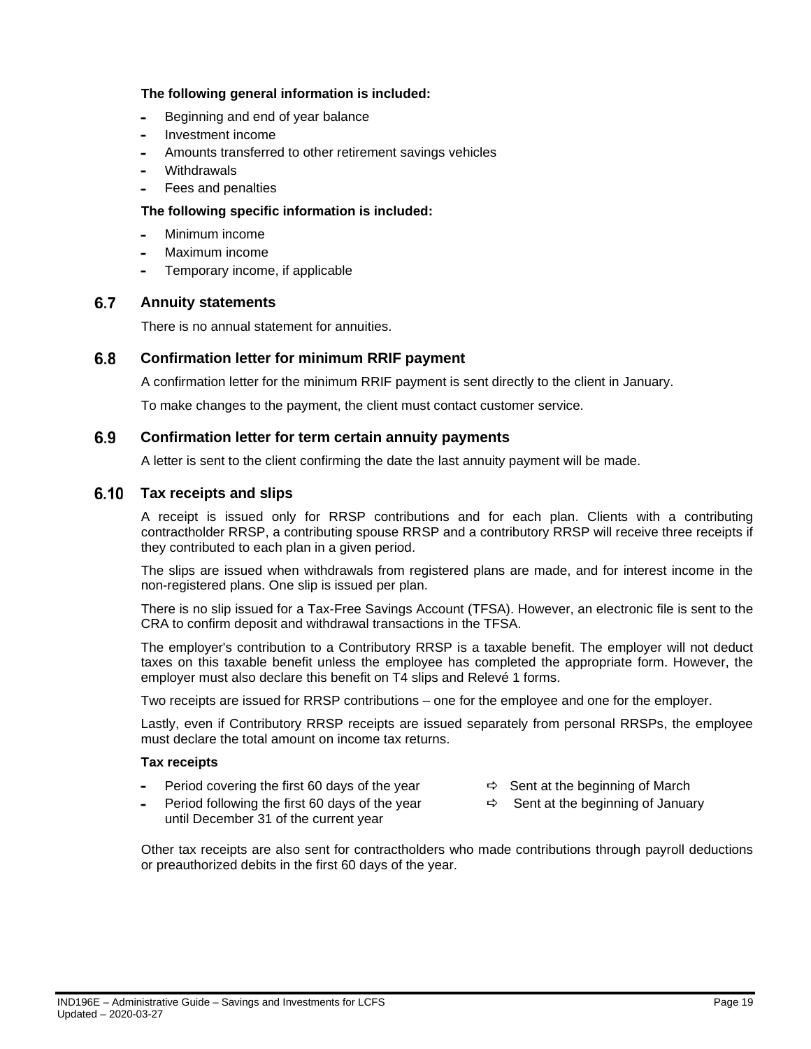**The following general information is included:**

- Beginning and end of year balance
- Investment income
- Amounts transferred to other retirement savings vehicles
- Withdrawals
- Fees and penalties

**The following specific information is included:**

- Minimum income
- Maximum income
- Temporary income, if applicable

## 6.7 Annuity statements

There is no annual statement for annuities.

## 6.8 Confirmation letter for minimum RRIF payment

A confirmation letter for the minimum RRIF payment is sent directly to the client in January.

To make changes to the payment, the client must contact customer service.

## 6.9 Confirmation letter for term certain annuity payments

A letter is sent to the client confirming the date the last annuity payment will be made.

## 6.10 Tax receipts and slips

A receipt is issued only for RRSP contributions and for each plan. Clients with a contributing contractholder RRSP, a contributing spouse RRSP and a contributory RRSP will receive three receipts if they contributed to each plan in a given period.

The slips are issued when withdrawals from registered plans are made, and for interest income in the non-registered plans. One slip is issued per plan.

There is no slip issued for a Tax-Free Savings Account (TFSA). However, an electronic file is sent to the CRA to confirm deposit and withdrawal transactions in the TFSA.

The employer's contribution to a Contributory RRSP is a taxable benefit. The employer will not deduct taxes on this taxable benefit unless the employee has completed the appropriate form. However, the employer must also declare this benefit on T4 slips and Relevé 1 forms.

Two receipts are issued for RRSP contributions – one for the employee and one for the employer.

Lastly, even if Contributory RRSP receipts are issued separately from personal RRSPs, the employee must declare the total amount on income tax returns.

**Tax receipts**

- Period covering the first 60 days of the year ⇨ Sent at the beginning of March
- Period following the first 60 days of the year until December 31 of the current year ⇨ Sent at the beginning of January

Other tax receipts are also sent for contractholders who made contributions through payroll deductions or preauthorized debits in the first 60 days of the year.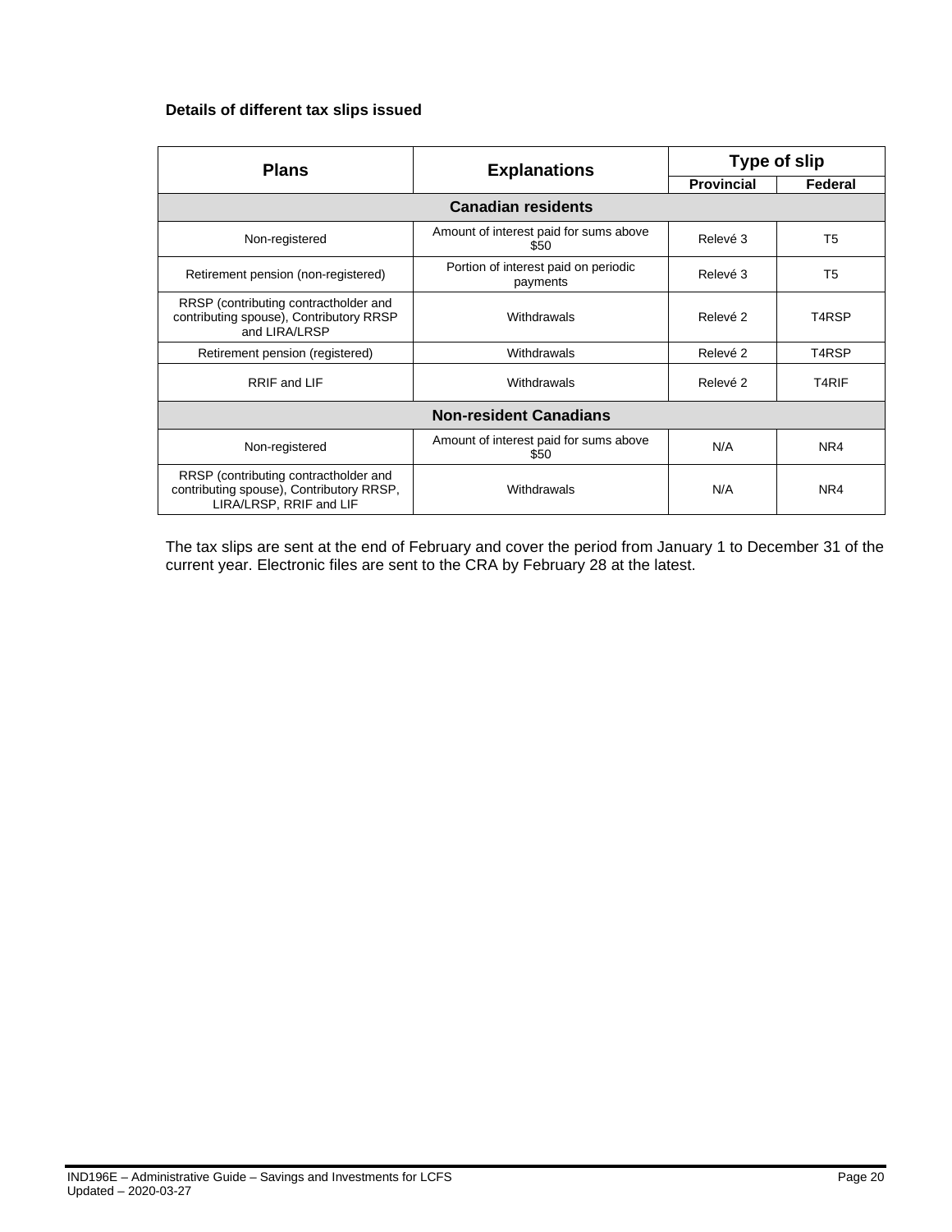**Details of different tax slips issued**

| Plans | Explanations | Type of slip | |
|---|---|---|---|
| | | **Provincial** | **Federal** |
| **Canadian residents** | | | |
| Non-registered | Amount of interest paid for sums above $50 | Relevé 3 | T5 |
| Retirement pension (non-registered) | Portion of interest paid on periodic payments | Relevé 3 | T5 |
| RRSP (contributing contractholder and contributing spouse), Contributory RRSP and LIRA/LRSP | Withdrawals | Relevé 2 | T4RSP |
| Retirement pension (registered) | Withdrawals | Relevé 2 | T4RSP |
| RRIF and LIF | Withdrawals | Relevé 2 | T4RIF |
| **Non-resident Canadians** | | | |
| Non-registered | Amount of interest paid for sums above $50 | N/A | NR4 |
| RRSP (contributing contractholder and contributing spouse), Contributory RRSP, LIRA/LRSP, RRIF and LIF | Withdrawals | N/A | NR4 |

The tax slips are sent at the end of February and cover the period from January 1 to December 31 of the current year. Electronic files are sent to the CRA by February 28 at the latest.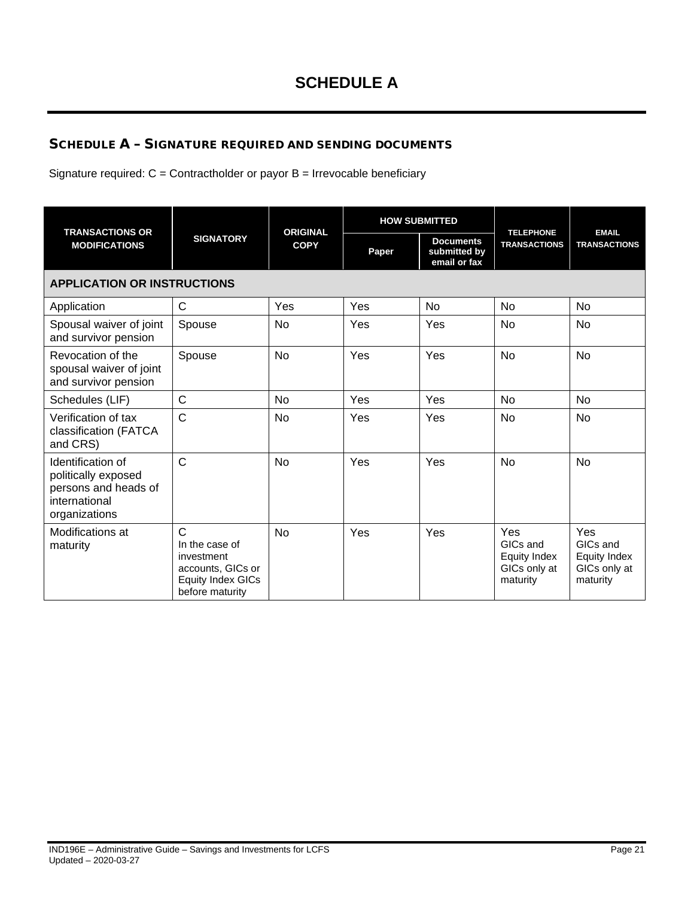# SCHEDULE A

## SCHEDULE A – SIGNATURE REQUIRED AND SENDING DOCUMENTS

Signature required: C = Contractholder or payor B = Irrevocable beneficiary

| TRANSACTIONS OR MODIFICATIONS | SIGNATORY | ORIGINAL COPY | HOW SUBMITTED | | TELEPHONE TRANSACTIONS | EMAIL TRANSACTIONS |
|---|---|---|---|---|---|---|
| | | | Paper | Documents submitted by email or fax | | |
| **APPLICATION OR INSTRUCTIONS** | | | | | | |
| Application | C | Yes | Yes | No | No | No |
| Spousal waiver of joint and survivor pension | Spouse | No | Yes | Yes | No | No |
| Revocation of the spousal waiver of joint and survivor pension | Spouse | No | Yes | Yes | No | No |
| Schedules (LIF) | C | No | Yes | Yes | No | No |
| Verification of tax classification (FATCA and CRS) | C | No | Yes | Yes | No | No |
| Identification of politically exposed persons and heads of international organizations | C | No | Yes | Yes | No | No |
| Modifications at maturity | C In the case of investment accounts, GICs or Equity Index GICs before maturity | No | Yes | Yes | Yes GICs and Equity Index GICs only at maturity | Yes GICs and Equity Index GICs only at maturity |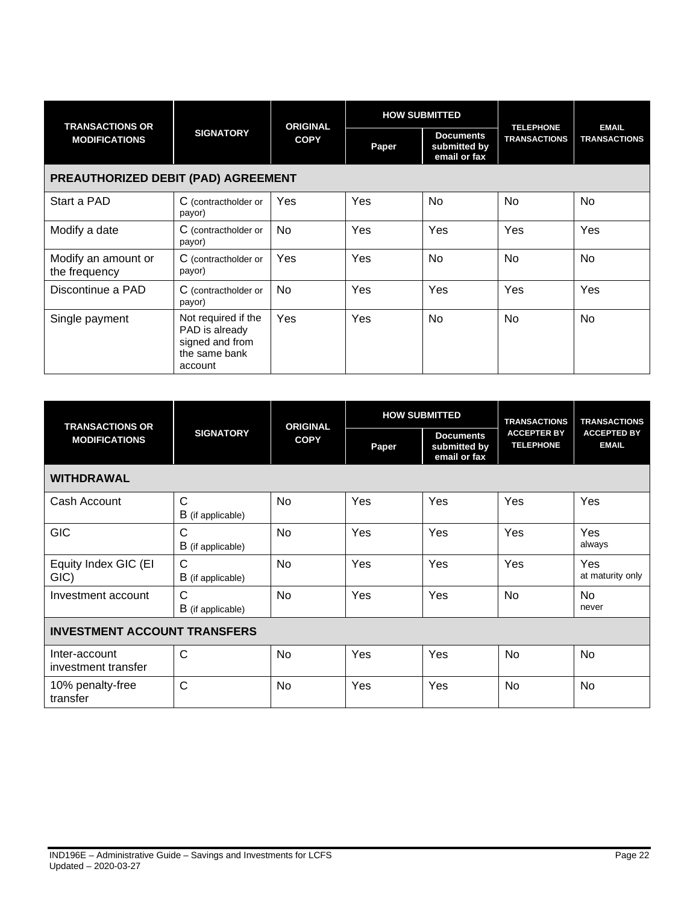| TRANSACTIONS OR MODIFICATIONS | SIGNATORY | ORIGINAL COPY | HOW SUBMITTED | | TELEPHONE TRANSACTIONS | EMAIL TRANSACTIONS |
|---|---|---|---|---|---|---|
| | | | Paper | Documents submitted by email or fax | | |
| **PREAUTHORIZED DEBIT (PAD) AGREEMENT** | | | | | | |
| Start a PAD | C (contractholder or payor) | Yes | Yes | No | No | No |
| Modify a date | C (contractholder or payor) | No | Yes | Yes | Yes | Yes |
| Modify an amount or the frequency | C (contractholder or payor) | Yes | Yes | No | No | No |
| Discontinue a PAD | C (contractholder or payor) | No | Yes | Yes | Yes | Yes |
| Single payment | Not required if the PAD is already signed and from the same bank account | Yes | Yes | No | No | No |

| TRANSACTIONS OR MODIFICATIONS | SIGNATORY | ORIGINAL COPY | HOW SUBMITTED | | TRANSACTIONS ACCEPTER BY TELEPHONE | TRANSACTIONS ACCEPTED BY EMAIL |
|---|---|---|---|---|---|---|
| | | | Paper | Documents submitted by email or fax | | |
| **WITHDRAWAL** | | | | | | |
| Cash Account | C<br>B (if applicable) | No | Yes | Yes | Yes | Yes |
| GIC | C<br>B (if applicable) | No | Yes | Yes | Yes | Yes<br>always |
| Equity Index GIC (EI GIC) | C<br>B (if applicable) | No | Yes | Yes | Yes | Yes<br>at maturity only |
| Investment account | C<br>B (if applicable) | No | Yes | Yes | No | No<br>never |
| **INVESTMENT ACCOUNT TRANSFERS** | | | | | | |
| Inter-account investment transfer | C | No | Yes | Yes | No | No |
| 10% penalty-free transfer | C | No | Yes | Yes | No | No |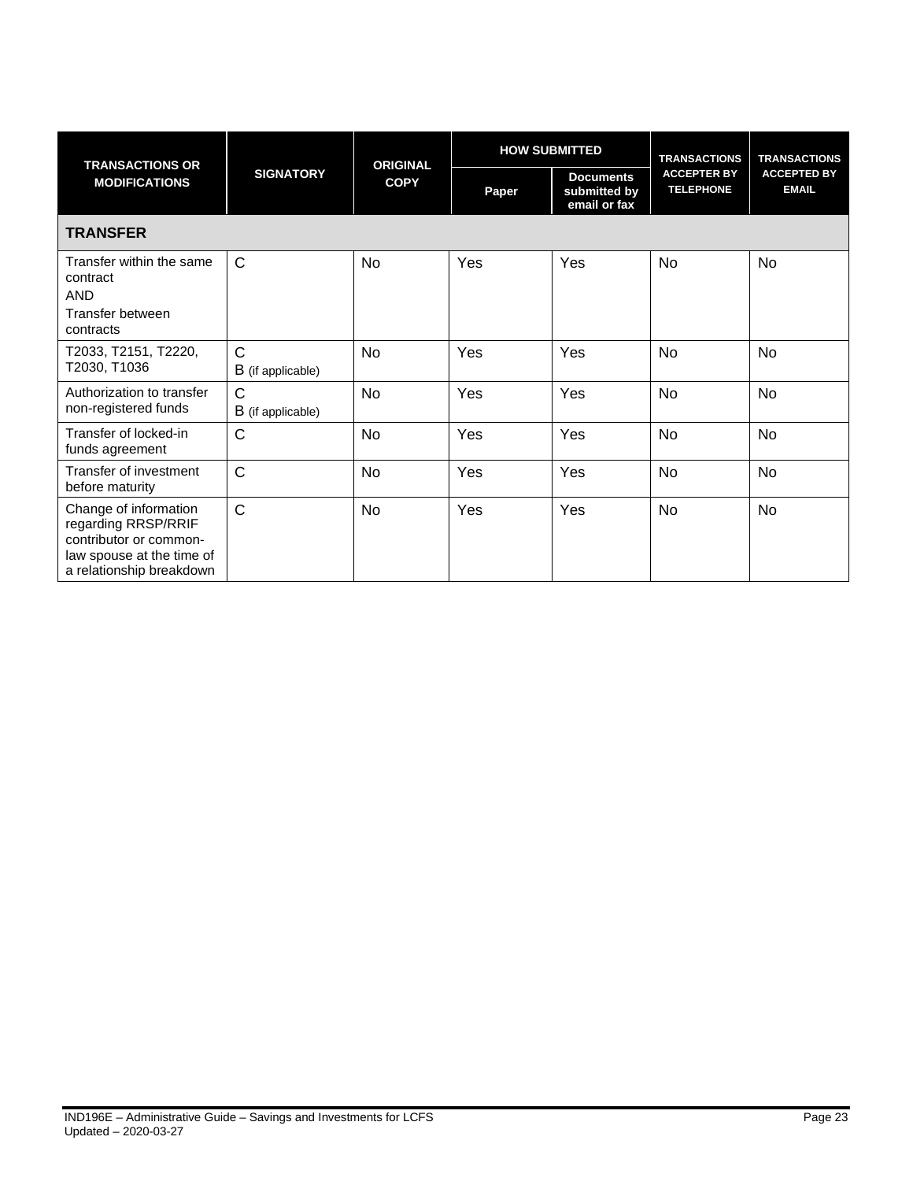| TRANSACTIONS OR MODIFICATIONS | SIGNATORY | ORIGINAL COPY | HOW SUBMITTED | | TRANSACTIONS ACCEPTER BY TELEPHONE | TRANSACTIONS ACCEPTED BY EMAIL |
|---|---|---|---|---|---|---|
| | | | Paper | Documents submitted by email or fax | | |
| **TRANSFER** | | | | | | |
| Transfer within the same contract<br>AND<br>Transfer between contracts | C | No | Yes | Yes | No | No |
| T2033, T2151, T2220, T2030, T1036 | C<br>B (if applicable) | No | Yes | Yes | No | No |
| Authorization to transfer non-registered funds | C<br>B (if applicable) | No | Yes | Yes | No | No |
| Transfer of locked-in funds agreement | C | No | Yes | Yes | No | No |
| Transfer of investment before maturity | C | No | Yes | Yes | No | No |
| Change of information regarding RRSP/RRIF contributor or common-law spouse at the time of a relationship breakdown | C | No | Yes | Yes | No | No |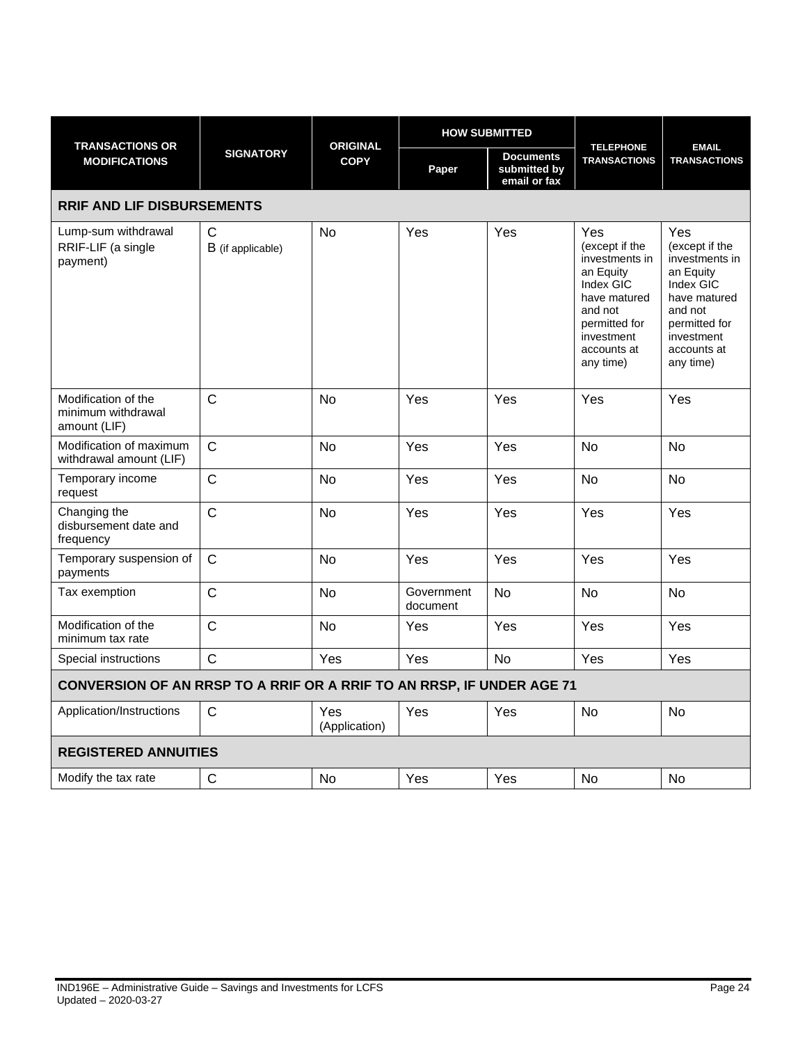| TRANSACTIONS OR MODIFICATIONS | SIGNATORY | ORIGINAL COPY | HOW SUBMITTED | | TELEPHONE TRANSACTIONS | EMAIL TRANSACTIONS |
|---|---|---|---|---|---|---|
| | | | Paper | Documents submitted by email or fax | | |
| **RRIF AND LIF DISBURSEMENTS** | | | | | | |
| Lump-sum withdrawal RRIF-LIF (a single payment) | C<br>B (if applicable) | No | Yes | Yes | Yes (except if the investments in an Equity Index GIC have matured and not permitted for investment accounts at any time) | Yes (except if the investments in an Equity Index GIC have matured and not permitted for investment accounts at any time) |
| Modification of the minimum withdrawal amount (LIF) | C | No | Yes | Yes | Yes | Yes |
| Modification of maximum withdrawal amount (LIF) | C | No | Yes | Yes | No | No |
| Temporary income request | C | No | Yes | Yes | No | No |
| Changing the disbursement date and frequency | C | No | Yes | Yes | Yes | Yes |
| Temporary suspension of payments | C | No | Yes | Yes | Yes | Yes |
| Tax exemption | C | No | Government document | No | No | No |
| Modification of the minimum tax rate | C | No | Yes | Yes | Yes | Yes |
| Special instructions | C | Yes | Yes | No | Yes | Yes |
| **CONVERSION OF AN RRSP TO A RRIF OR A RRIF TO AN RRSP, IF UNDER AGE 71** | | | | | | |
| Application/Instructions | C | Yes (Application) | Yes | Yes | No | No |
| **REGISTERED ANNUITIES** | | | | | | |
| Modify the tax rate | C | No | Yes | Yes | No | No |

IND196E – Administrative Guide – Savings and Investments for LCFS
Updated – 2020-03-27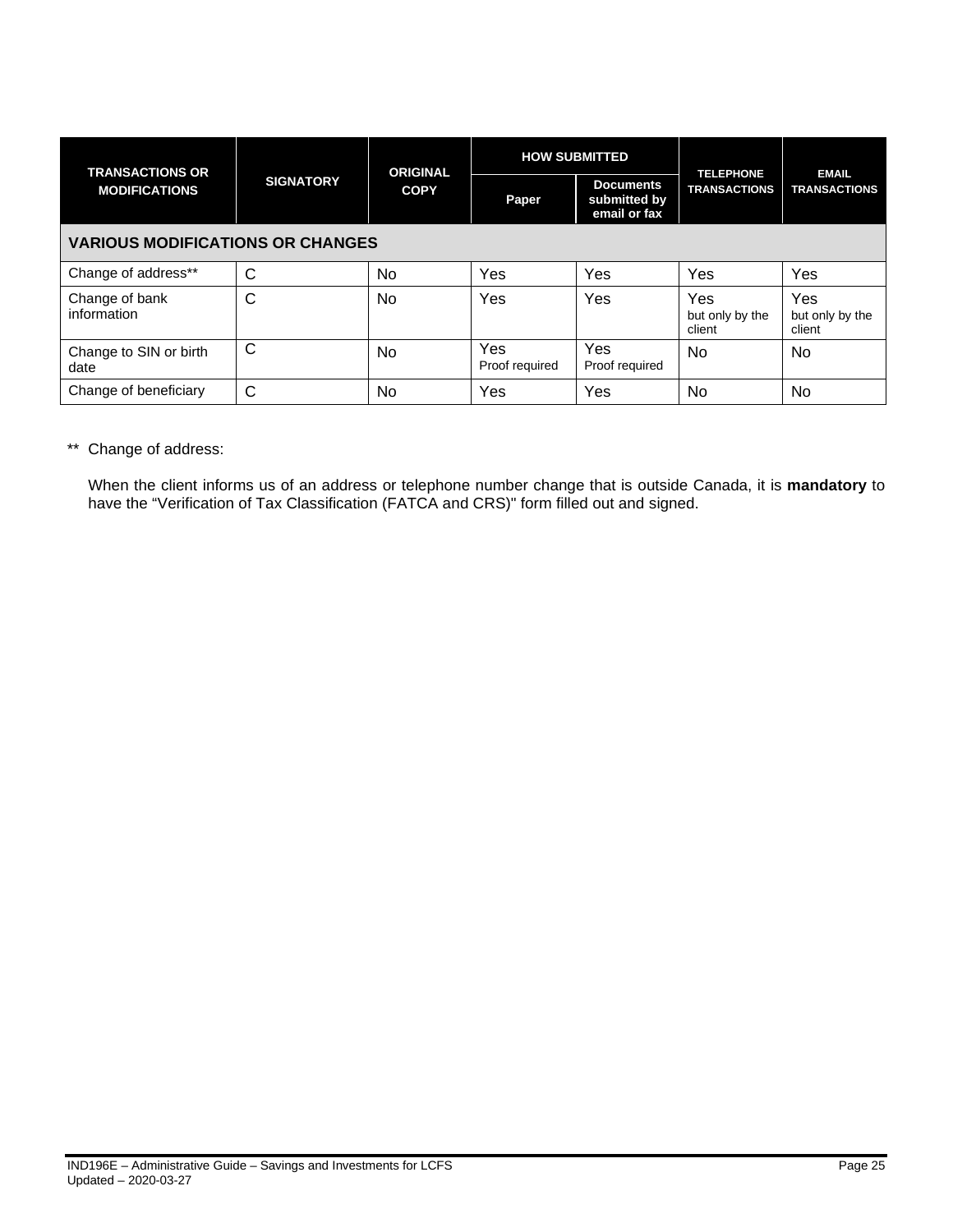| TRANSACTIONS OR MODIFICATIONS | SIGNATORY | ORIGINAL COPY | HOW SUBMITTED | | TELEPHONE TRANSACTIONS | EMAIL TRANSACTIONS |
|---|---|---|---|---|---|---|
| | | | Paper | Documents submitted by email or fax | | |
| **VARIOUS MODIFICATIONS OR CHANGES** | | | | | | |
| Change of address** | C | No | Yes | Yes | Yes | Yes |
| Change of bank information | C | No | Yes | Yes | Yes but only by the client | Yes but only by the client |
| Change to SIN or birth date | C | No | Yes Proof required | Yes Proof required | No | No |
| Change of beneficiary | C | No | Yes | Yes | No | No |

** Change of address:

When the client informs us of an address or telephone number change that is outside Canada, it is **mandatory** to have the "Verification of Tax Classification (FATCA and CRS)" form filled out and signed.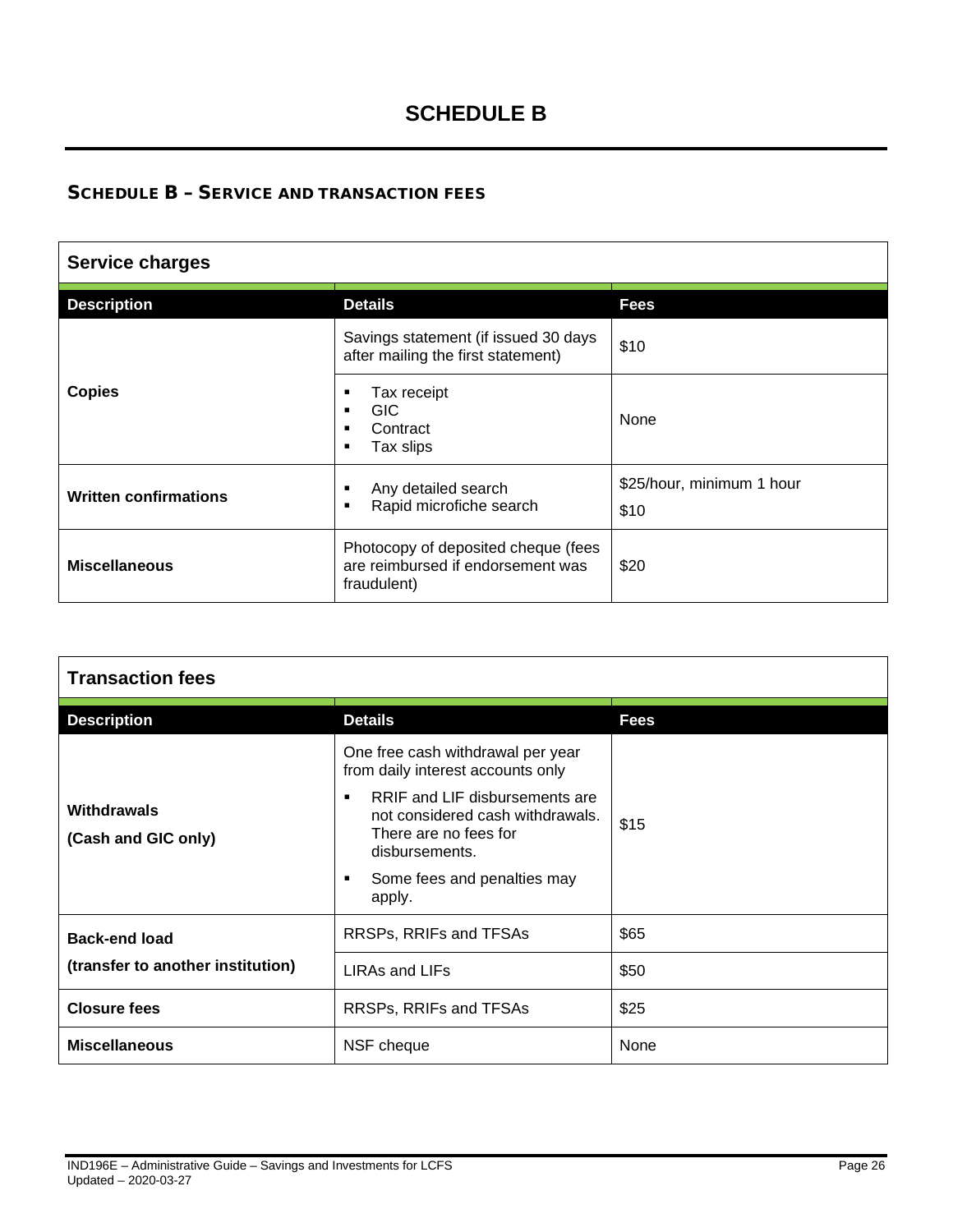# SCHEDULE B

## SCHEDULE B – SERVICE AND TRANSACTION FEES

| Service charges | | |
|---|---|---|
| **Description** | **Details** | **Fees** |
| **Copies** | Savings statement (if issued 30 days after mailing the first statement) | $10 |
| | ▪ Tax receipt<br>▪ GIC<br>▪ Contract<br>▪ Tax slips | None |
| **Written confirmations** | ▪ Any detailed search<br>▪ Rapid microfiche search | $25/hour, minimum 1 hour<br>$10 |
| **Miscellaneous** | Photocopy of deposited cheque (fees are reimbursed if endorsement was fraudulent) | $20 |

| Transaction fees | | |
|---|---|---|
| **Description** | **Details** | **Fees** |
| **Withdrawals (Cash and GIC only)** | One free cash withdrawal per year from daily interest accounts only<br>▪ RRIF and LIF disbursements are not considered cash withdrawals. There are no fees for disbursements.<br>▪ Some fees and penalties may apply. | $15 |
| **Back-end load (transfer to another institution)** | RRSPs, RRIFs and TFSAs | $65 |
| | LIRAs and LIFs | $50 |
| **Closure fees** | RRSPs, RRIFs and TFSAs | $25 |
| **Miscellaneous** | NSF cheque | None |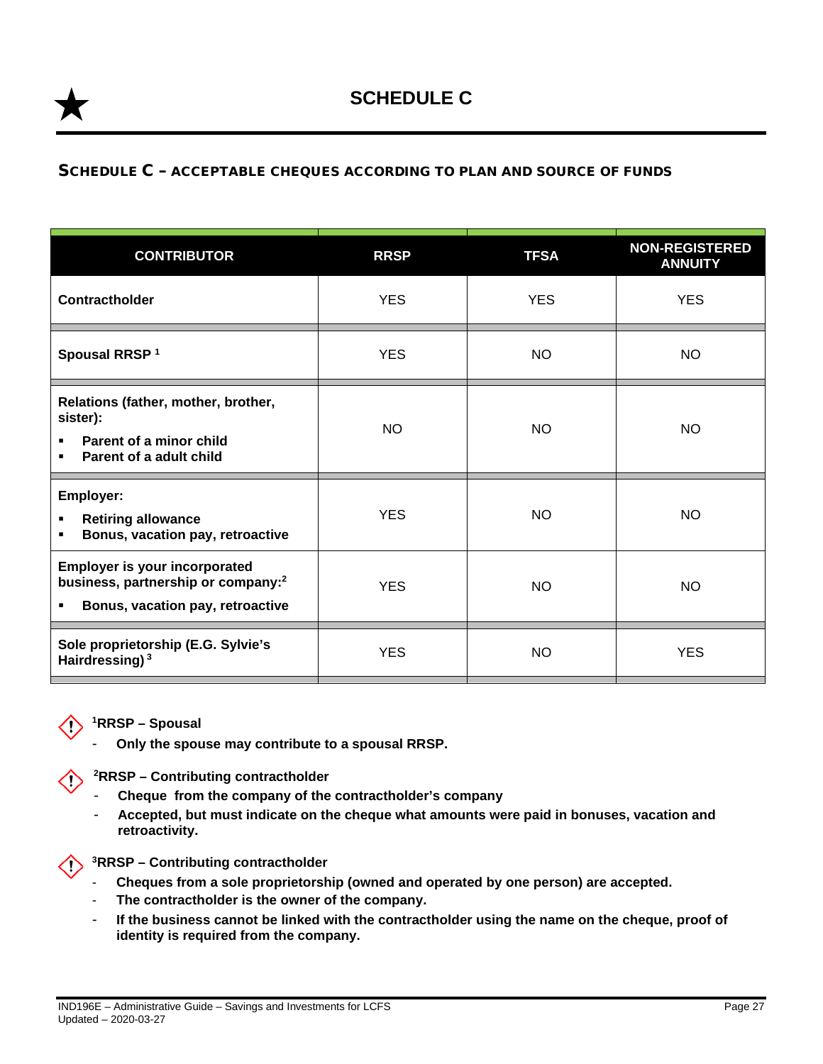# SCHEDULE C

## SCHEDULE C – ACCEPTABLE CHEQUES ACCORDING TO PLAN AND SOURCE OF FUNDS

| CONTRIBUTOR | RRSP | TFSA | NON-REGISTERED ANNUITY |
|---|---|---|---|
| **Contractholder** | YES | YES | YES |
| **Spousal RRSP** [1] | YES | NO | NO |
| **Relations (father, mother, brother, sister):**<br>▪ **Parent of a minor child**<br>▪ **Parent of a adult child** | NO | NO | NO |
| **Employer:**<br>▪ **Retiring allowance**<br>▪ **Bonus, vacation pay, retroactive** | YES | NO | NO |
| **Employer is your incorporated business, partnership or company:** [2]<br>▪ **Bonus, vacation pay, retroactive** | YES | NO | NO |
| **Sole proprietorship (E.G. Sylvie's Hairdressing)** [3] | YES | NO | YES |

[1]**RRSP – Spousal**

- **Only the spouse may contribute to a spousal RRSP.**

[2]**RRSP – Contributing contractholder**

- **Cheque from the company of the contractholder's company**
- **Accepted, but must indicate on the cheque what amounts were paid in bonuses, vacation and retroactivity.**

[3]**RRSP – Contributing contractholder**

- **Cheques from a sole proprietorship (owned and operated by one person) are accepted.**
- **The contractholder is the owner of the company.**
- **If the business cannot be linked with the contractholder using the name on the cheque, proof of identity is required from the company.**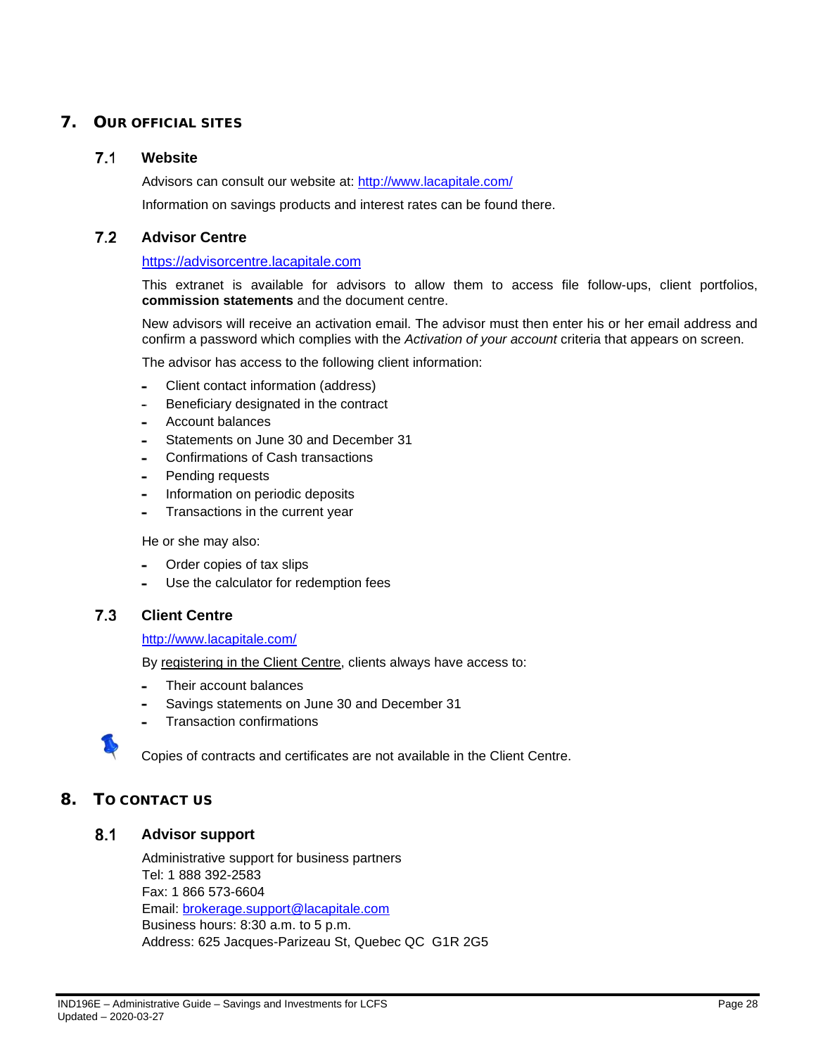# 7. Our official sites

## 7.1 Website

Advisors can consult our website at: http://www.lacapitale.com/

Information on savings products and interest rates can be found there.

## 7.2 Advisor Centre

https://advisorcentre.lacapitale.com

This extranet is available for advisors to allow them to access file follow-ups, client portfolios, **commission statements** and the document centre.

New advisors will receive an activation email. The advisor must then enter his or her email address and confirm a password which complies with the *Activation of your account* criteria that appears on screen.

The advisor has access to the following client information:

- Client contact information (address)
- Beneficiary designated in the contract
- Account balances
- Statements on June 30 and December 31
- Confirmations of Cash transactions
- Pending requests
- Information on periodic deposits
- Transactions in the current year

He or she may also:

- Order copies of tax slips
- Use the calculator for redemption fees

## 7.3 Client Centre

http://www.lacapitale.com/

By registering in the Client Centre, clients always have access to:

- Their account balances
- Savings statements on June 30 and December 31
- Transaction confirmations

Copies of contracts and certificates are not available in the Client Centre.

# 8. To contact us

## 8.1 Advisor support

Administrative support for business partners
Tel: 1 888 392-2583
Fax: 1 866 573-6604
Email: brokerage.support@lacapitale.com
Business hours: 8:30 a.m. to 5 p.m.
Address: 625 Jacques-Parizeau St, Quebec QC G1R 2G5